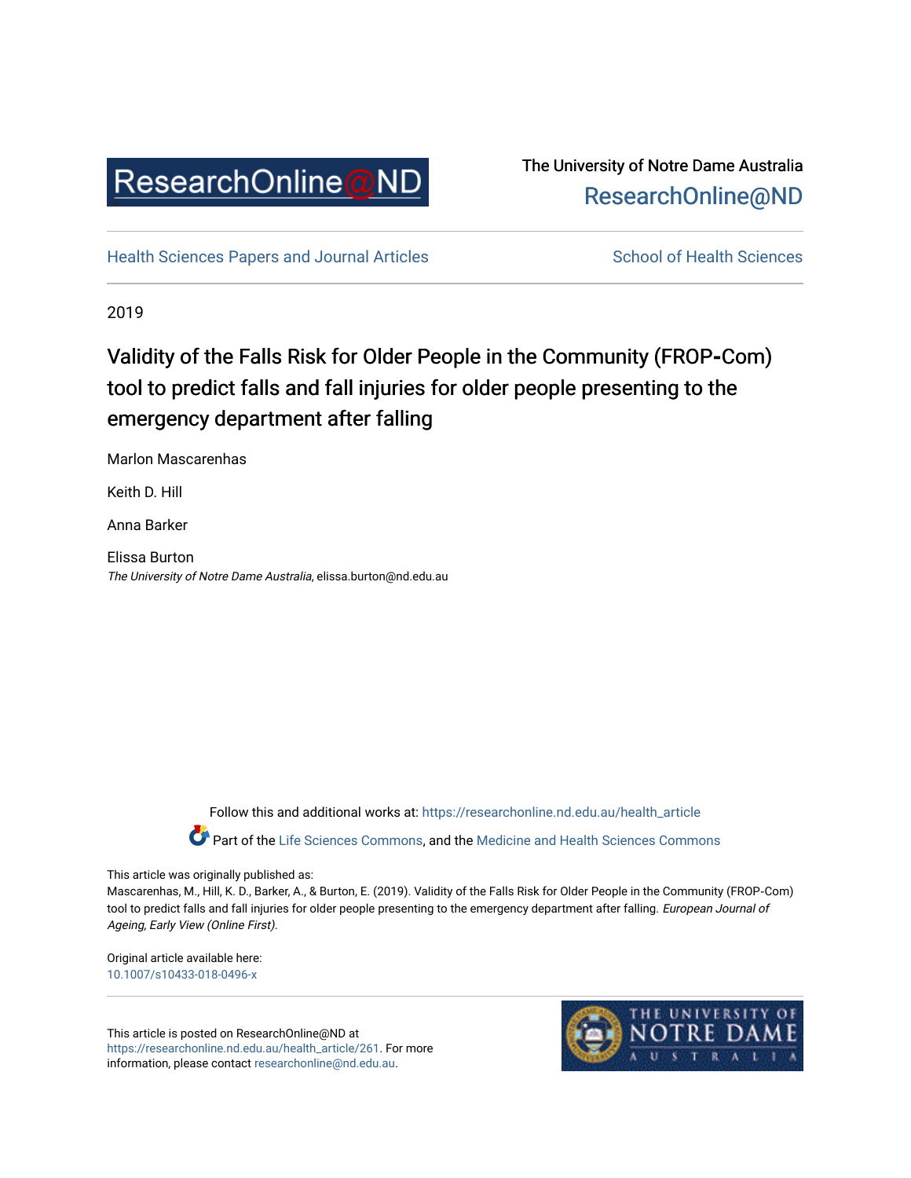ResearchOnline@ND

The University of Notre Dame Australia
ResearchOnline@ND

Health Sciences Papers and Journal Articles

School of Health Sciences

2019

# Validity of the Falls Risk for Older People in the Community (FROP-Com) tool to predict falls and fall injuries for older people presenting to the emergency department after falling

Marlon Mascarenhas

Keith D. Hill

Anna Barker

Elissa Burton
*The University of Notre Dame Australia*, elissa.burton@nd.edu.au

Follow this and additional works at: https://researchonline.nd.edu.au/health_article

Part of the Life Sciences Commons, and the Medicine and Health Sciences Commons

This article was originally published as:
Mascarenhas, M., Hill, K. D., Barker, A., & Burton, E. (2019). Validity of the Falls Risk for Older People in the Community (FROP-Com) tool to predict falls and fall injuries for older people presenting to the emergency department after falling. *European Journal of Ageing, Early View (Online First)*.

Original article available here:
10.1007/s10433-018-0496-x

This article is posted on ResearchOnline@ND at https://researchonline.nd.edu.au/health_article/261. For more information, please contact researchonline@nd.edu.au.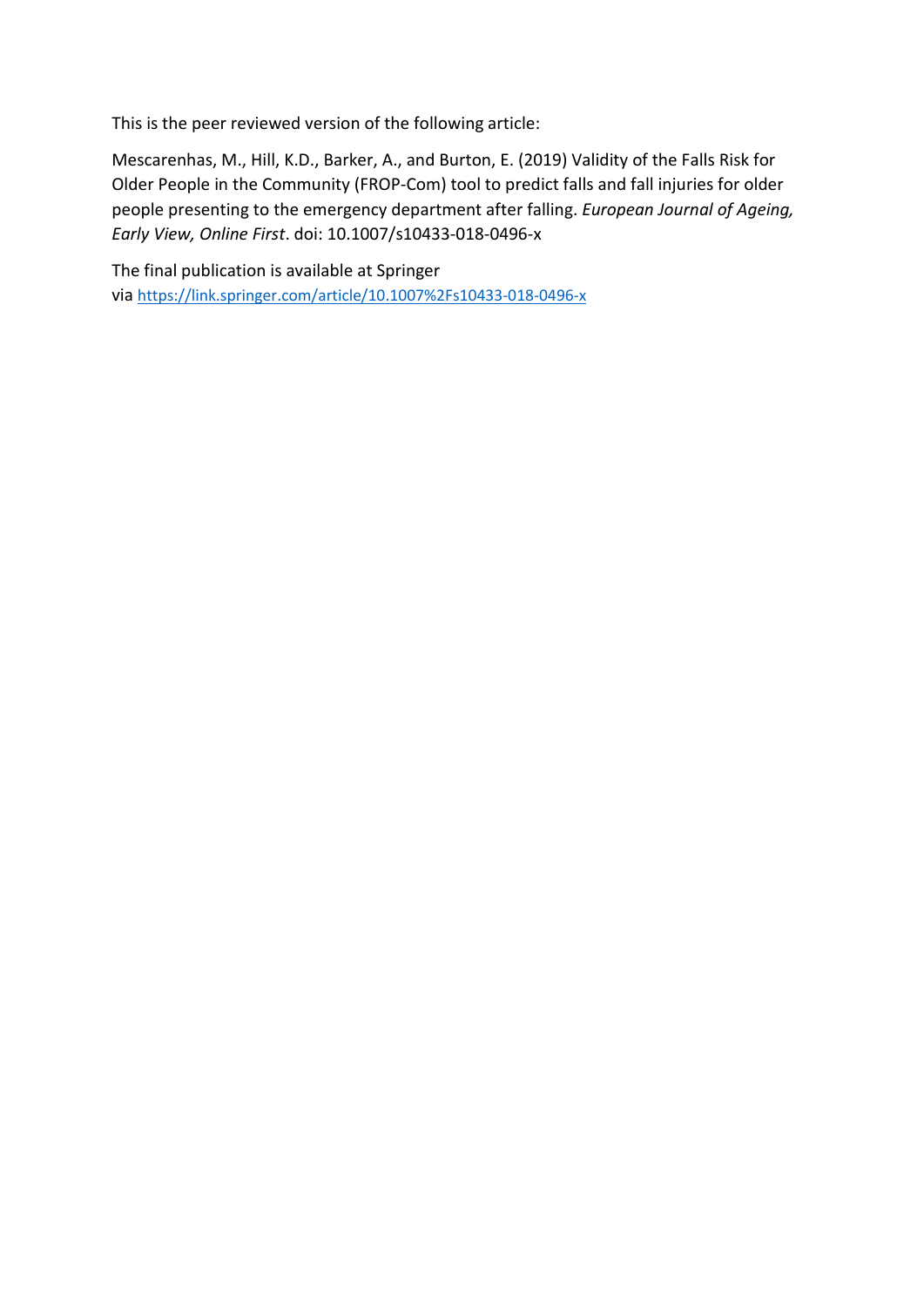This is the peer reviewed version of the following article:

Mescarenhas, M., Hill, K.D., Barker, A., and Burton, E. (2019) Validity of the Falls Risk for Older People in the Community (FROP-Com) tool to predict falls and fall injuries for older people presenting to the emergency department after falling. *European Journal of Ageing, Early View, Online First*. doi: 10.1007/s10433-018-0496-x

The final publication is available at Springer via https://link.springer.com/article/10.1007%2Fs10433-018-0496-x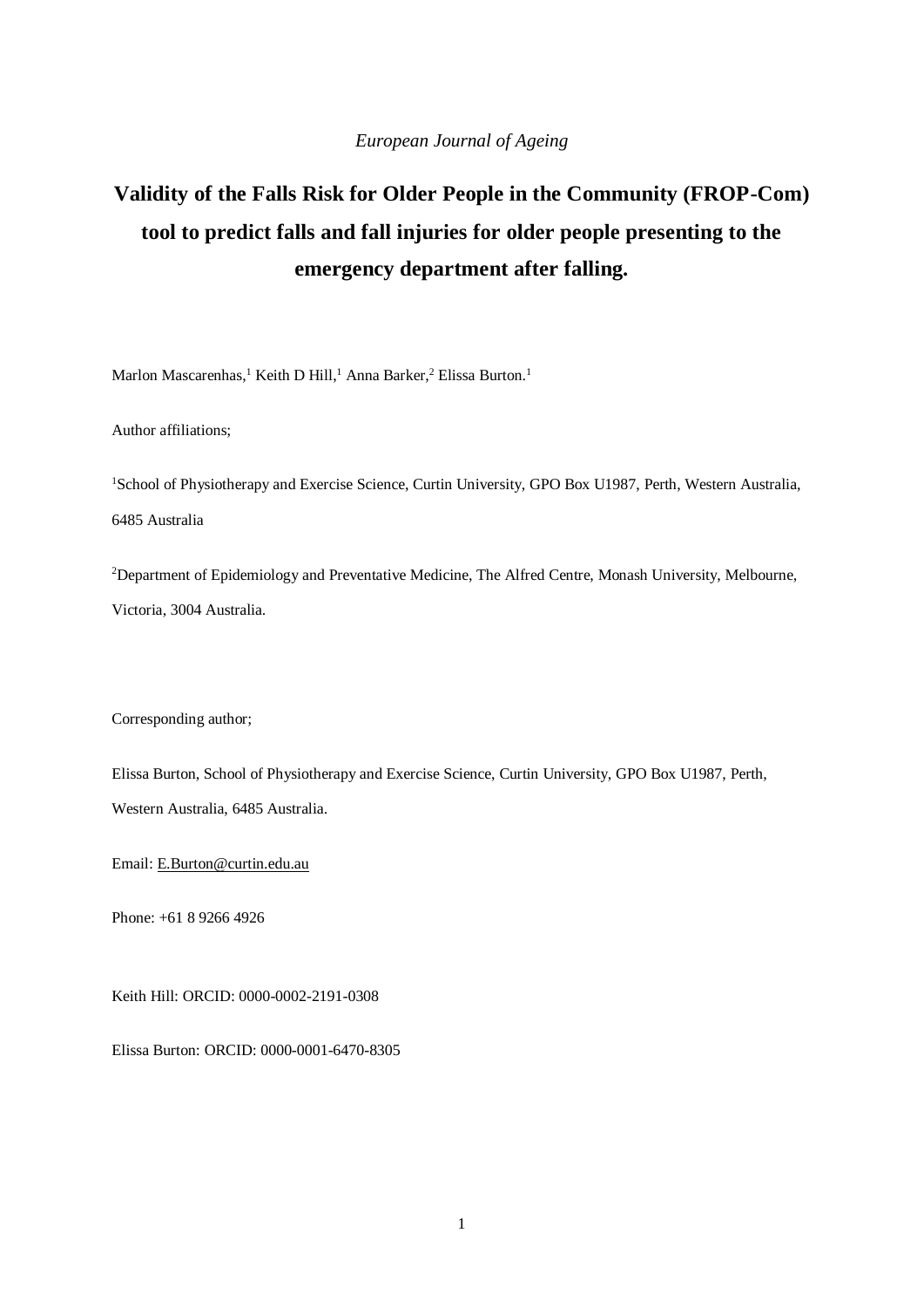*European Journal of Ageing*

# Validity of the Falls Risk for Older People in the Community (FROP-Com) tool to predict falls and fall injuries for older people presenting to the emergency department after falling.

Marlon Mascarenhas,[1] Keith D Hill,[1] Anna Barker,[2] Elissa Burton.[1]

Author affiliations;

[1]School of Physiotherapy and Exercise Science, Curtin University, GPO Box U1987, Perth, Western Australia, 6485 Australia

[2]Department of Epidemiology and Preventative Medicine, The Alfred Centre, Monash University, Melbourne, Victoria, 3004 Australia.

Corresponding author;

Elissa Burton, School of Physiotherapy and Exercise Science, Curtin University, GPO Box U1987, Perth, Western Australia, 6485 Australia.

Email: E.Burton@curtin.edu.au

Phone: +61 8 9266 4926

Keith Hill: ORCID: 0000-0002-2191-0308

Elissa Burton: ORCID: 0000-0001-6470-8305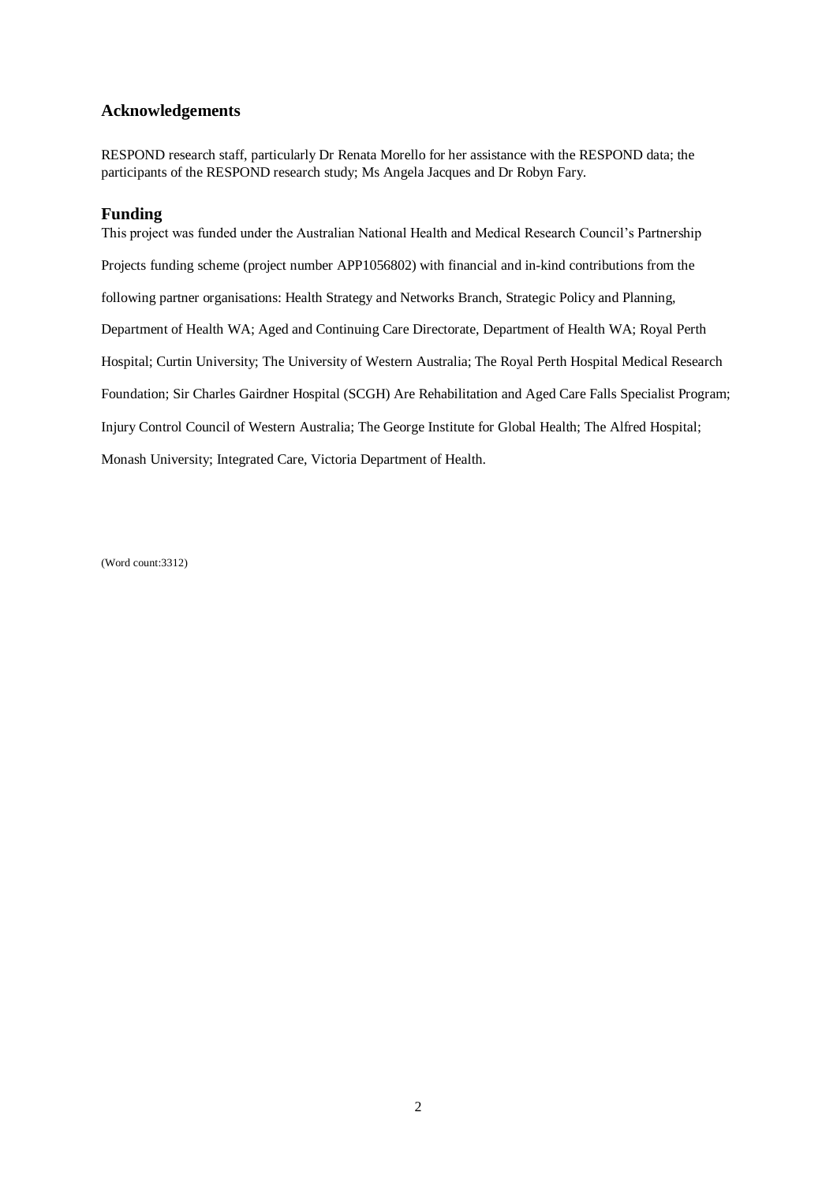## Acknowledgements

RESPOND research staff, particularly Dr Renata Morello for her assistance with the RESPOND data; the participants of the RESPOND research study; Ms Angela Jacques and Dr Robyn Fary.

## Funding

This project was funded under the Australian National Health and Medical Research Council's Partnership Projects funding scheme (project number APP1056802) with financial and in-kind contributions from the following partner organisations: Health Strategy and Networks Branch, Strategic Policy and Planning, Department of Health WA; Aged and Continuing Care Directorate, Department of Health WA; Royal Perth Hospital; Curtin University; The University of Western Australia; The Royal Perth Hospital Medical Research Foundation; Sir Charles Gairdner Hospital (SCGH) Are Rehabilitation and Aged Care Falls Specialist Program; Injury Control Council of Western Australia; The George Institute for Global Health; The Alfred Hospital; Monash University; Integrated Care, Victoria Department of Health.

(Word count:3312)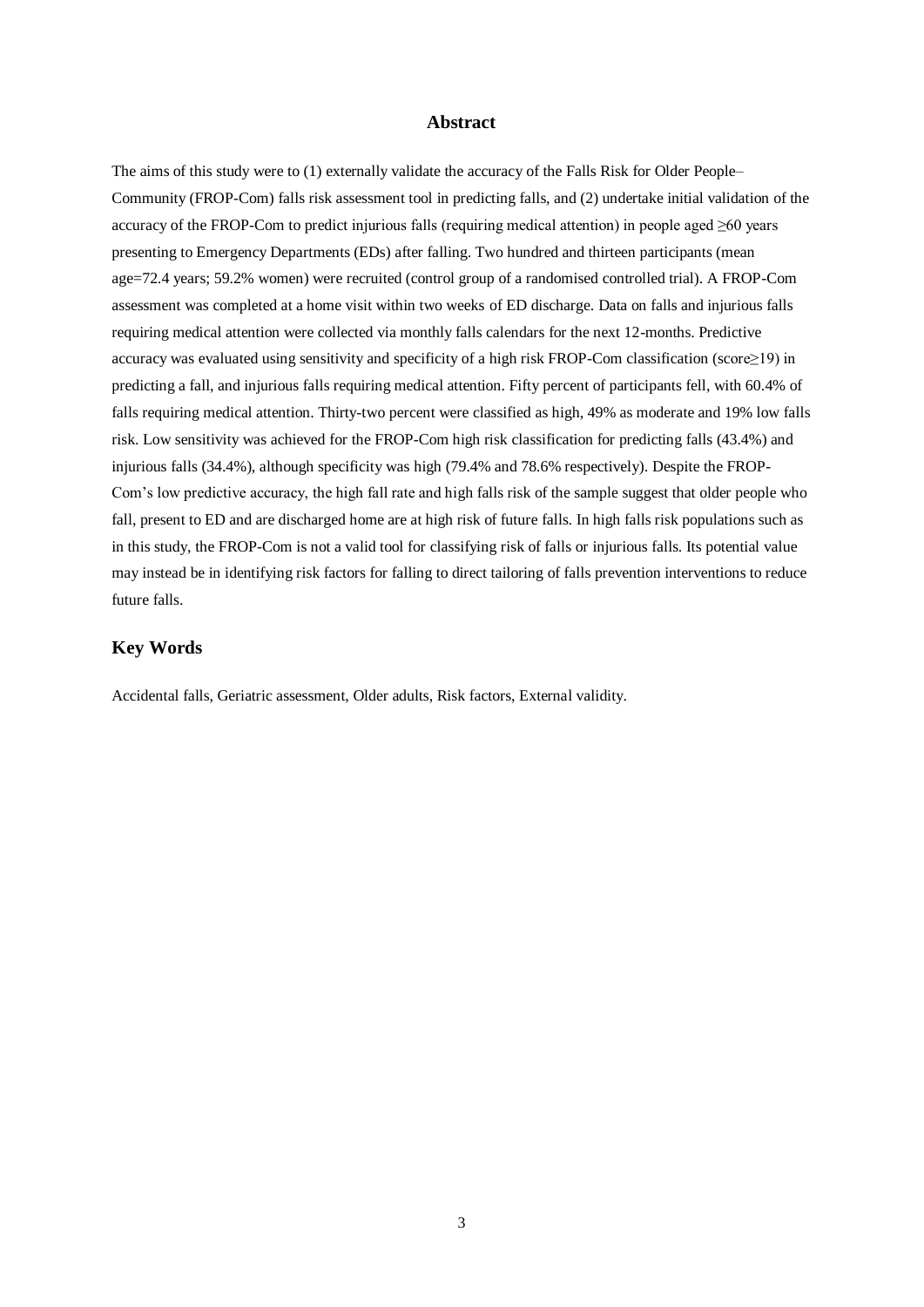## Abstract

The aims of this study were to (1) externally validate the accuracy of the Falls Risk for Older People–Community (FROP-Com) falls risk assessment tool in predicting falls, and (2) undertake initial validation of the accuracy of the FROP-Com to predict injurious falls (requiring medical attention) in people aged ≥60 years presenting to Emergency Departments (EDs) after falling. Two hundred and thirteen participants (mean age=72.4 years; 59.2% women) were recruited (control group of a randomised controlled trial). A FROP-Com assessment was completed at a home visit within two weeks of ED discharge. Data on falls and injurious falls requiring medical attention were collected via monthly falls calendars for the next 12-months. Predictive accuracy was evaluated using sensitivity and specificity of a high risk FROP-Com classification (score≥19) in predicting a fall, and injurious falls requiring medical attention. Fifty percent of participants fell, with 60.4% of falls requiring medical attention. Thirty-two percent were classified as high, 49% as moderate and 19% low falls risk. Low sensitivity was achieved for the FROP-Com high risk classification for predicting falls (43.4%) and injurious falls (34.4%), although specificity was high (79.4% and 78.6% respectively). Despite the FROP-Com's low predictive accuracy, the high fall rate and high falls risk of the sample suggest that older people who fall, present to ED and are discharged home are at high risk of future falls. In high falls risk populations such as in this study, the FROP-Com is not a valid tool for classifying risk of falls or injurious falls. Its potential value may instead be in identifying risk factors for falling to direct tailoring of falls prevention interventions to reduce future falls.

## Key Words

Accidental falls, Geriatric assessment, Older adults, Risk factors, External validity.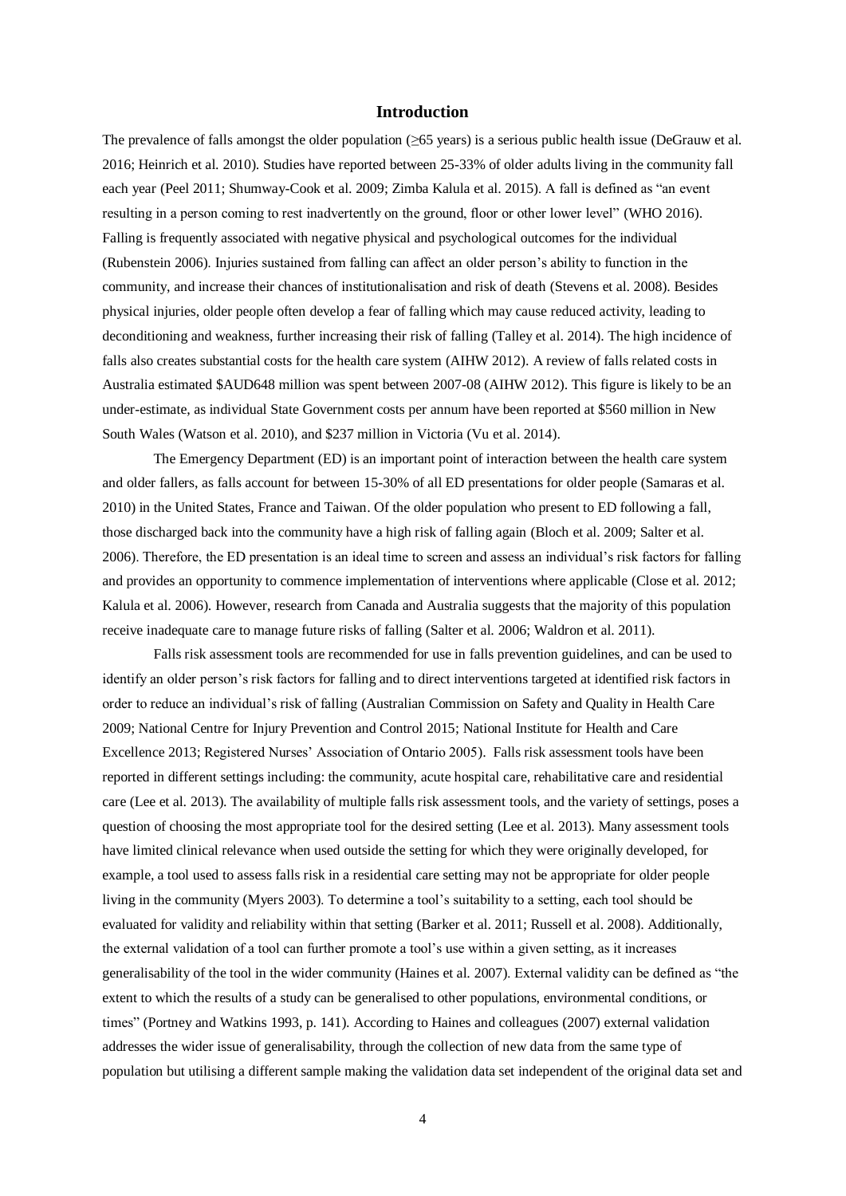## Introduction

The prevalence of falls amongst the older population (≥65 years) is a serious public health issue (DeGrauw et al. 2016; Heinrich et al. 2010). Studies have reported between 25-33% of older adults living in the community fall each year (Peel 2011; Shumway-Cook et al. 2009; Zimba Kalula et al. 2015). A fall is defined as "an event resulting in a person coming to rest inadvertently on the ground, floor or other lower level" (WHO 2016). Falling is frequently associated with negative physical and psychological outcomes for the individual (Rubenstein 2006). Injuries sustained from falling can affect an older person's ability to function in the community, and increase their chances of institutionalisation and risk of death (Stevens et al. 2008). Besides physical injuries, older people often develop a fear of falling which may cause reduced activity, leading to deconditioning and weakness, further increasing their risk of falling (Talley et al. 2014). The high incidence of falls also creates substantial costs for the health care system (AIHW 2012). A review of falls related costs in Australia estimated $AUD648 million was spent between 2007-08 (AIHW 2012). This figure is likely to be an under-estimate, as individual State Government costs per annum have been reported at $560 million in New South Wales (Watson et al. 2010), and $237 million in Victoria (Vu et al. 2014).

The Emergency Department (ED) is an important point of interaction between the health care system and older fallers, as falls account for between 15-30% of all ED presentations for older people (Samaras et al. 2010) in the United States, France and Taiwan. Of the older population who present to ED following a fall, those discharged back into the community have a high risk of falling again (Bloch et al. 2009; Salter et al. 2006). Therefore, the ED presentation is an ideal time to screen and assess an individual's risk factors for falling and provides an opportunity to commence implementation of interventions where applicable (Close et al. 2012; Kalula et al. 2006). However, research from Canada and Australia suggests that the majority of this population receive inadequate care to manage future risks of falling (Salter et al. 2006; Waldron et al. 2011).

Falls risk assessment tools are recommended for use in falls prevention guidelines, and can be used to identify an older person's risk factors for falling and to direct interventions targeted at identified risk factors in order to reduce an individual's risk of falling (Australian Commission on Safety and Quality in Health Care 2009; National Centre for Injury Prevention and Control 2015; National Institute for Health and Care Excellence 2013; Registered Nurses' Association of Ontario 2005). Falls risk assessment tools have been reported in different settings including: the community, acute hospital care, rehabilitative care and residential care (Lee et al. 2013). The availability of multiple falls risk assessment tools, and the variety of settings, poses a question of choosing the most appropriate tool for the desired setting (Lee et al. 2013). Many assessment tools have limited clinical relevance when used outside the setting for which they were originally developed, for example, a tool used to assess falls risk in a residential care setting may not be appropriate for older people living in the community (Myers 2003). To determine a tool's suitability to a setting, each tool should be evaluated for validity and reliability within that setting (Barker et al. 2011; Russell et al. 2008). Additionally, the external validation of a tool can further promote a tool's use within a given setting, as it increases generalisability of the tool in the wider community (Haines et al. 2007). External validity can be defined as "the extent to which the results of a study can be generalised to other populations, environmental conditions, or times" (Portney and Watkins 1993, p. 141). According to Haines and colleagues (2007) external validation addresses the wider issue of generalisability, through the collection of new data from the same type of population but utilising a different sample making the validation data set independent of the original data set and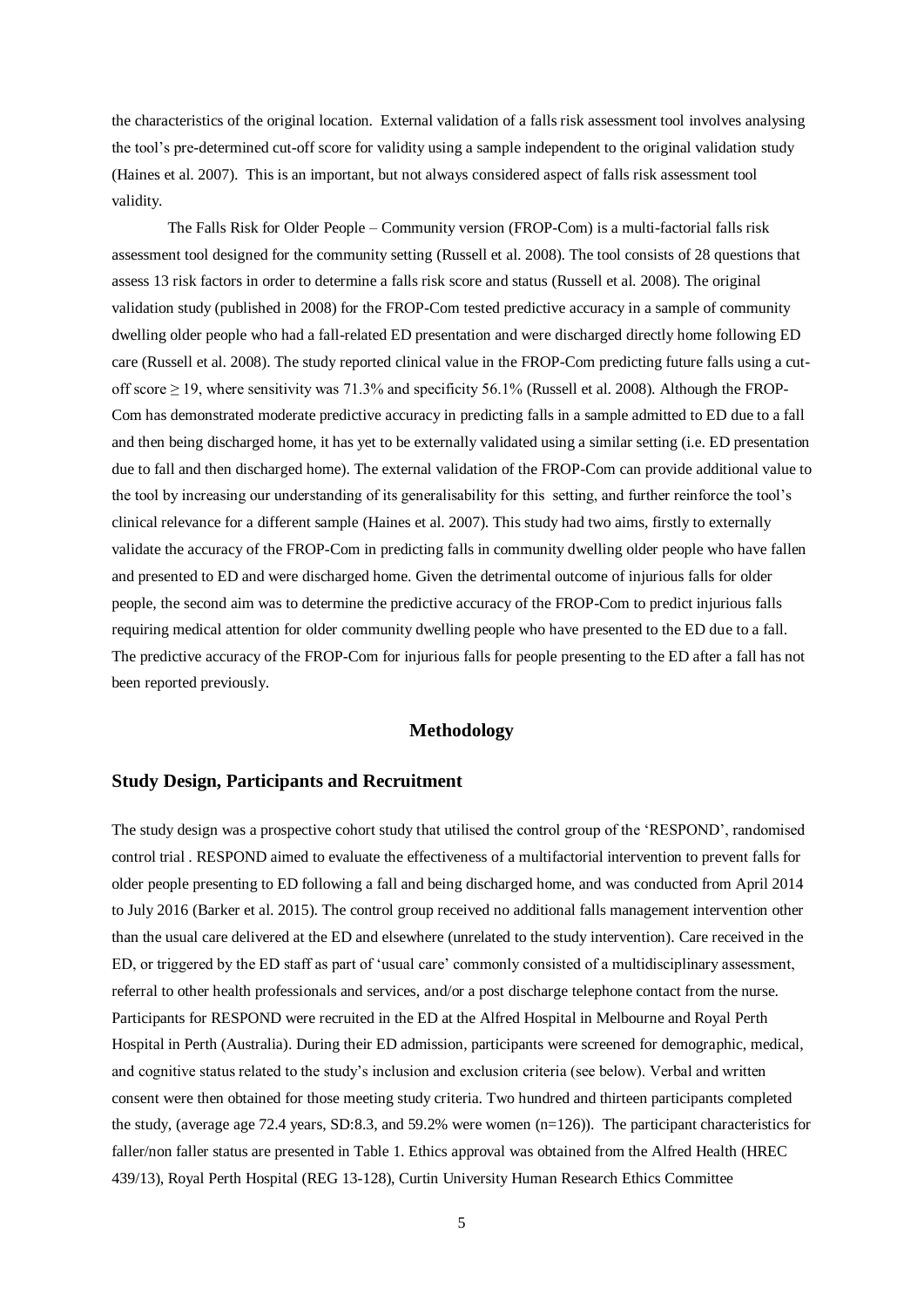the characteristics of the original location. External validation of a falls risk assessment tool involves analysing the tool's pre-determined cut-off score for validity using a sample independent to the original validation study (Haines et al. 2007). This is an important, but not always considered aspect of falls risk assessment tool validity.

The Falls Risk for Older People – Community version (FROP-Com) is a multi-factorial falls risk assessment tool designed for the community setting (Russell et al. 2008). The tool consists of 28 questions that assess 13 risk factors in order to determine a falls risk score and status (Russell et al. 2008). The original validation study (published in 2008) for the FROP-Com tested predictive accuracy in a sample of community dwelling older people who had a fall-related ED presentation and were discharged directly home following ED care (Russell et al. 2008). The study reported clinical value in the FROP-Com predicting future falls using a cut-off score ≥ 19, where sensitivity was 71.3% and specificity 56.1% (Russell et al. 2008). Although the FROP-Com has demonstrated moderate predictive accuracy in predicting falls in a sample admitted to ED due to a fall and then being discharged home, it has yet to be externally validated using a similar setting (i.e. ED presentation due to fall and then discharged home). The external validation of the FROP-Com can provide additional value to the tool by increasing our understanding of its generalisability for this setting, and further reinforce the tool's clinical relevance for a different sample (Haines et al. 2007). This study had two aims, firstly to externally validate the accuracy of the FROP-Com in predicting falls in community dwelling older people who have fallen and presented to ED and were discharged home. Given the detrimental outcome of injurious falls for older people, the second aim was to determine the predictive accuracy of the FROP-Com to predict injurious falls requiring medical attention for older community dwelling people who have presented to the ED due to a fall. The predictive accuracy of the FROP-Com for injurious falls for people presenting to the ED after a fall has not been reported previously.

# Methodology

## Study Design, Participants and Recruitment

The study design was a prospective cohort study that utilised the control group of the 'RESPOND', randomised control trial . RESPOND aimed to evaluate the effectiveness of a multifactorial intervention to prevent falls for older people presenting to ED following a fall and being discharged home, and was conducted from April 2014 to July 2016 (Barker et al. 2015). The control group received no additional falls management intervention other than the usual care delivered at the ED and elsewhere (unrelated to the study intervention). Care received in the ED, or triggered by the ED staff as part of 'usual care' commonly consisted of a multidisciplinary assessment, referral to other health professionals and services, and/or a post discharge telephone contact from the nurse. Participants for RESPOND were recruited in the ED at the Alfred Hospital in Melbourne and Royal Perth Hospital in Perth (Australia). During their ED admission, participants were screened for demographic, medical, and cognitive status related to the study's inclusion and exclusion criteria (see below). Verbal and written consent were then obtained for those meeting study criteria. Two hundred and thirteen participants completed the study, (average age 72.4 years, SD:8.3, and 59.2% were women (n=126)). The participant characteristics for faller/non faller status are presented in Table 1. Ethics approval was obtained from the Alfred Health (HREC 439/13), Royal Perth Hospital (REG 13-128), Curtin University Human Research Ethics Committee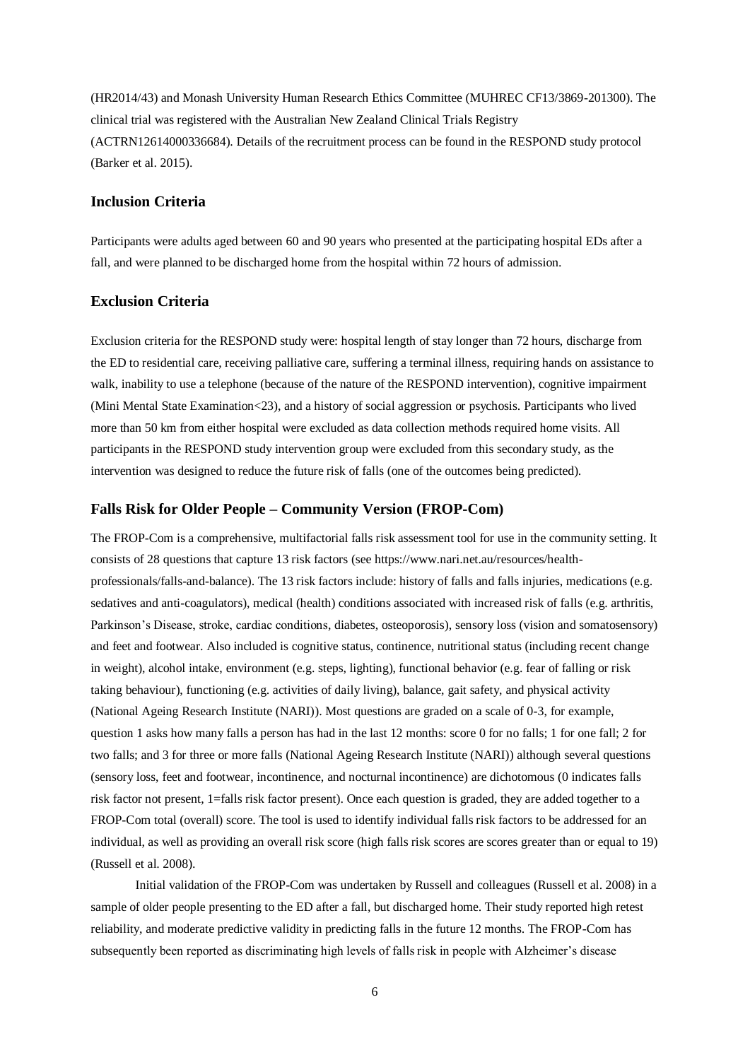(HR2014/43) and Monash University Human Research Ethics Committee (MUHREC CF13/3869-201300). The clinical trial was registered with the Australian New Zealand Clinical Trials Registry (ACTRN12614000336684). Details of the recruitment process can be found in the RESPOND study protocol (Barker et al. 2015).

## Inclusion Criteria

Participants were adults aged between 60 and 90 years who presented at the participating hospital EDs after a fall, and were planned to be discharged home from the hospital within 72 hours of admission.

## Exclusion Criteria

Exclusion criteria for the RESPOND study were: hospital length of stay longer than 72 hours, discharge from the ED to residential care, receiving palliative care, suffering a terminal illness, requiring hands on assistance to walk, inability to use a telephone (because of the nature of the RESPOND intervention), cognitive impairment (Mini Mental State Examination<23), and a history of social aggression or psychosis. Participants who lived more than 50 km from either hospital were excluded as data collection methods required home visits. All participants in the RESPOND study intervention group were excluded from this secondary study, as the intervention was designed to reduce the future risk of falls (one of the outcomes being predicted).

## Falls Risk for Older People – Community Version (FROP-Com)

The FROP-Com is a comprehensive, multifactorial falls risk assessment tool for use in the community setting. It consists of 28 questions that capture 13 risk factors (see https://www.nari.net.au/resources/health-professionals/falls-and-balance). The 13 risk factors include: history of falls and falls injuries, medications (e.g. sedatives and anti-coagulators), medical (health) conditions associated with increased risk of falls (e.g. arthritis, Parkinson's Disease, stroke, cardiac conditions, diabetes, osteoporosis), sensory loss (vision and somatosensory) and feet and footwear. Also included is cognitive status, continence, nutritional status (including recent change in weight), alcohol intake, environment (e.g. steps, lighting), functional behavior (e.g. fear of falling or risk taking behaviour), functioning (e.g. activities of daily living), balance, gait safety, and physical activity (National Ageing Research Institute (NARI)). Most questions are graded on a scale of 0-3, for example, question 1 asks how many falls a person has had in the last 12 months: score 0 for no falls; 1 for one fall; 2 for two falls; and 3 for three or more falls (National Ageing Research Institute (NARI)) although several questions (sensory loss, feet and footwear, incontinence, and nocturnal incontinence) are dichotomous (0 indicates falls risk factor not present, 1=falls risk factor present). Once each question is graded, they are added together to a FROP-Com total (overall) score. The tool is used to identify individual falls risk factors to be addressed for an individual, as well as providing an overall risk score (high falls risk scores are scores greater than or equal to 19) (Russell et al. 2008).

Initial validation of the FROP-Com was undertaken by Russell and colleagues (Russell et al. 2008) in a sample of older people presenting to the ED after a fall, but discharged home. Their study reported high retest reliability, and moderate predictive validity in predicting falls in the future 12 months. The FROP-Com has subsequently been reported as discriminating high levels of falls risk in people with Alzheimer's disease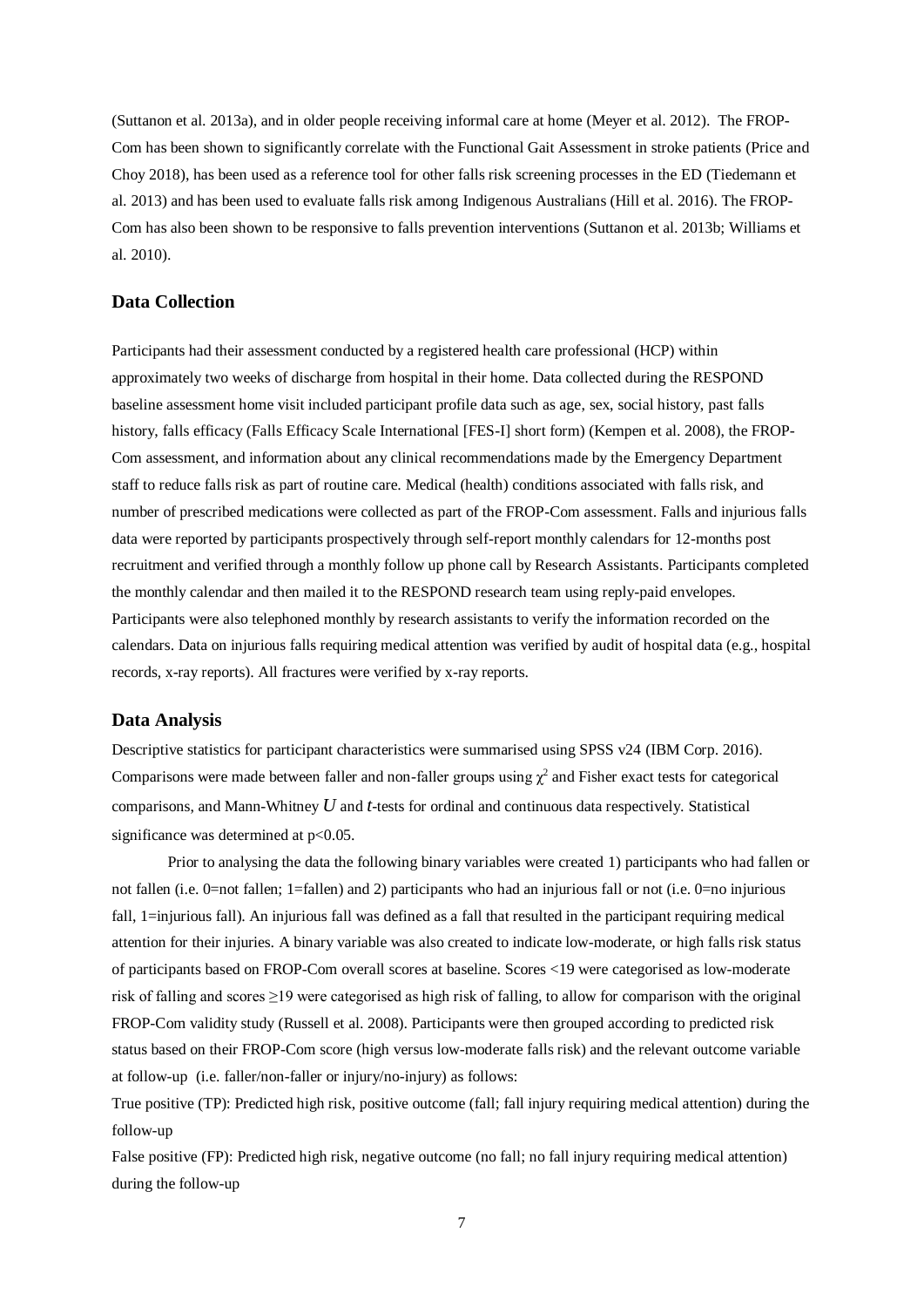(Suttanon et al. 2013a), and in older people receiving informal care at home (Meyer et al. 2012). The FROP-Com has been shown to significantly correlate with the Functional Gait Assessment in stroke patients (Price and Choy 2018), has been used as a reference tool for other falls risk screening processes in the ED (Tiedemann et al. 2013) and has been used to evaluate falls risk among Indigenous Australians (Hill et al. 2016). The FROP-Com has also been shown to be responsive to falls prevention interventions (Suttanon et al. 2013b; Williams et al. 2010).

## Data Collection

Participants had their assessment conducted by a registered health care professional (HCP) within approximately two weeks of discharge from hospital in their home. Data collected during the RESPOND baseline assessment home visit included participant profile data such as age, sex, social history, past falls history, falls efficacy (Falls Efficacy Scale International [FES-I] short form) (Kempen et al. 2008), the FROP-Com assessment, and information about any clinical recommendations made by the Emergency Department staff to reduce falls risk as part of routine care. Medical (health) conditions associated with falls risk, and number of prescribed medications were collected as part of the FROP-Com assessment. Falls and injurious falls data were reported by participants prospectively through self-report monthly calendars for 12-months post recruitment and verified through a monthly follow up phone call by Research Assistants. Participants completed the monthly calendar and then mailed it to the RESPOND research team using reply-paid envelopes. Participants were also telephoned monthly by research assistants to verify the information recorded on the calendars. Data on injurious falls requiring medical attention was verified by audit of hospital data (e.g., hospital records, x-ray reports). All fractures were verified by x-ray reports.

## Data Analysis

Descriptive statistics for participant characteristics were summarised using SPSS v24 (IBM Corp. 2016). Comparisons were made between faller and non-faller groups using $\chi^2$ and Fisher exact tests for categorical comparisons, and Mann-Whitney $U$ and $t$-tests for ordinal and continuous data respectively. Statistical significance was determined at $p<0.05$.

Prior to analysing the data the following binary variables were created 1) participants who had fallen or not fallen (i.e. 0=not fallen; 1=fallen) and 2) participants who had an injurious fall or not (i.e. 0=no injurious fall, 1=injurious fall). An injurious fall was defined as a fall that resulted in the participant requiring medical attention for their injuries. A binary variable was also created to indicate low-moderate, or high falls risk status of participants based on FROP-Com overall scores at baseline. Scores <19 were categorised as low-moderate risk of falling and scores ≥19 were categorised as high risk of falling, to allow for comparison with the original FROP-Com validity study (Russell et al. 2008). Participants were then grouped according to predicted risk status based on their FROP-Com score (high versus low-moderate falls risk) and the relevant outcome variable at follow-up (i.e. faller/non-faller or injury/no-injury) as follows:

True positive (TP): Predicted high risk, positive outcome (fall; fall injury requiring medical attention) during the follow-up

False positive (FP): Predicted high risk, negative outcome (no fall; no fall injury requiring medical attention) during the follow-up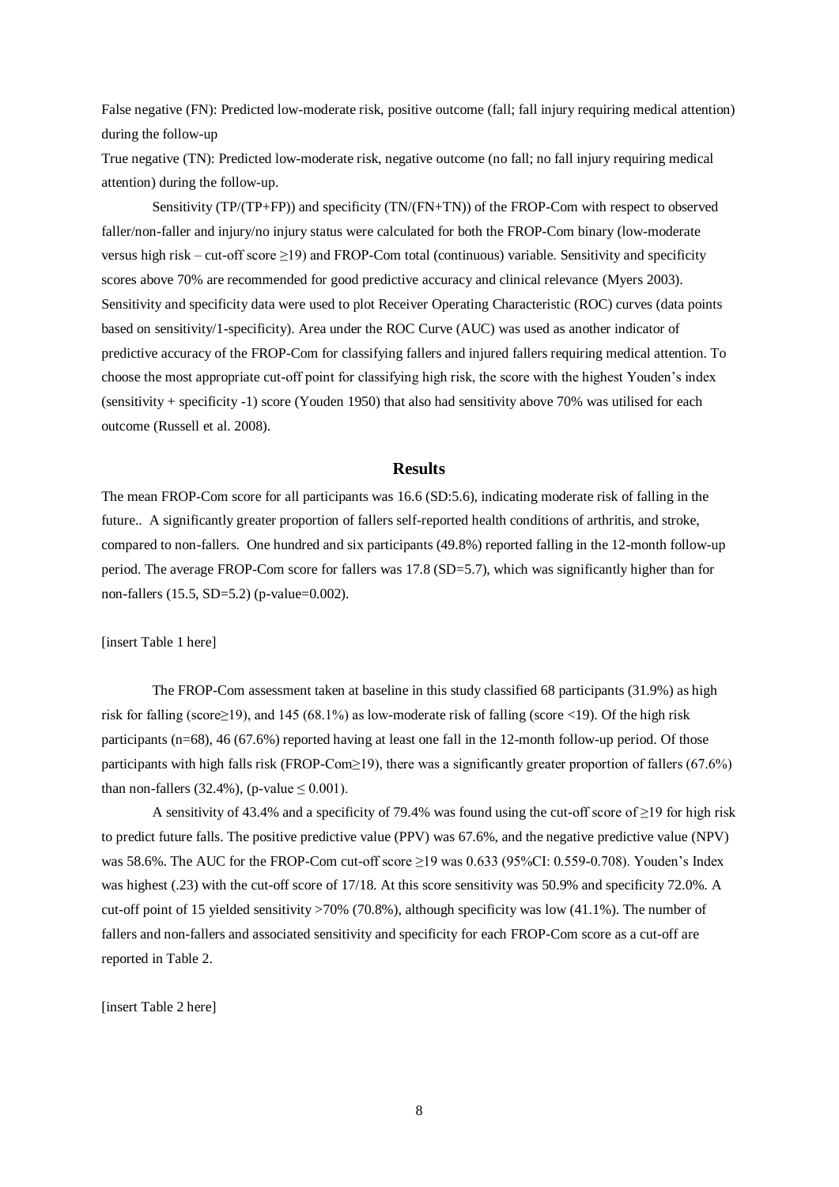False negative (FN): Predicted low-moderate risk, positive outcome (fall; fall injury requiring medical attention) during the follow-up

True negative (TN): Predicted low-moderate risk, negative outcome (no fall; no fall injury requiring medical attention) during the follow-up.

Sensitivity (TP/(TP+FP)) and specificity (TN/(FN+TN)) of the FROP-Com with respect to observed faller/non-faller and injury/no injury status were calculated for both the FROP-Com binary (low-moderate versus high risk – cut-off score ≥19) and FROP-Com total (continuous) variable. Sensitivity and specificity scores above 70% are recommended for good predictive accuracy and clinical relevance (Myers 2003). Sensitivity and specificity data were used to plot Receiver Operating Characteristic (ROC) curves (data points based on sensitivity/1-specificity). Area under the ROC Curve (AUC) was used as another indicator of predictive accuracy of the FROP-Com for classifying fallers and injured fallers requiring medical attention. To choose the most appropriate cut-off point for classifying high risk, the score with the highest Youden's index (sensitivity + specificity -1) score (Youden 1950) that also had sensitivity above 70% was utilised for each outcome (Russell et al. 2008).

## Results

The mean FROP-Com score for all participants was 16.6 (SD:5.6), indicating moderate risk of falling in the future.. A significantly greater proportion of fallers self-reported health conditions of arthritis, and stroke, compared to non-fallers. One hundred and six participants (49.8%) reported falling in the 12-month follow-up period. The average FROP-Com score for fallers was 17.8 (SD=5.7), which was significantly higher than for non-fallers (15.5, SD=5.2) (p-value=0.002).

[insert Table 1 here]

The FROP-Com assessment taken at baseline in this study classified 68 participants (31.9%) as high risk for falling (score≥19), and 145 (68.1%) as low-moderate risk of falling (score <19). Of the high risk participants (n=68), 46 (67.6%) reported having at least one fall in the 12-month follow-up period. Of those participants with high falls risk (FROP-Com≥19), there was a significantly greater proportion of fallers (67.6%) than non-fallers (32.4%), (p-value ≤ 0.001).

A sensitivity of 43.4% and a specificity of 79.4% was found using the cut-off score of ≥19 for high risk to predict future falls. The positive predictive value (PPV) was 67.6%, and the negative predictive value (NPV) was 58.6%. The AUC for the FROP-Com cut-off score ≥19 was 0.633 (95%CI: 0.559-0.708). Youden's Index was highest (.23) with the cut-off score of 17/18. At this score sensitivity was 50.9% and specificity 72.0%. A cut-off point of 15 yielded sensitivity >70% (70.8%), although specificity was low (41.1%). The number of fallers and non-fallers and associated sensitivity and specificity for each FROP-Com score as a cut-off are reported in Table 2.

[insert Table 2 here]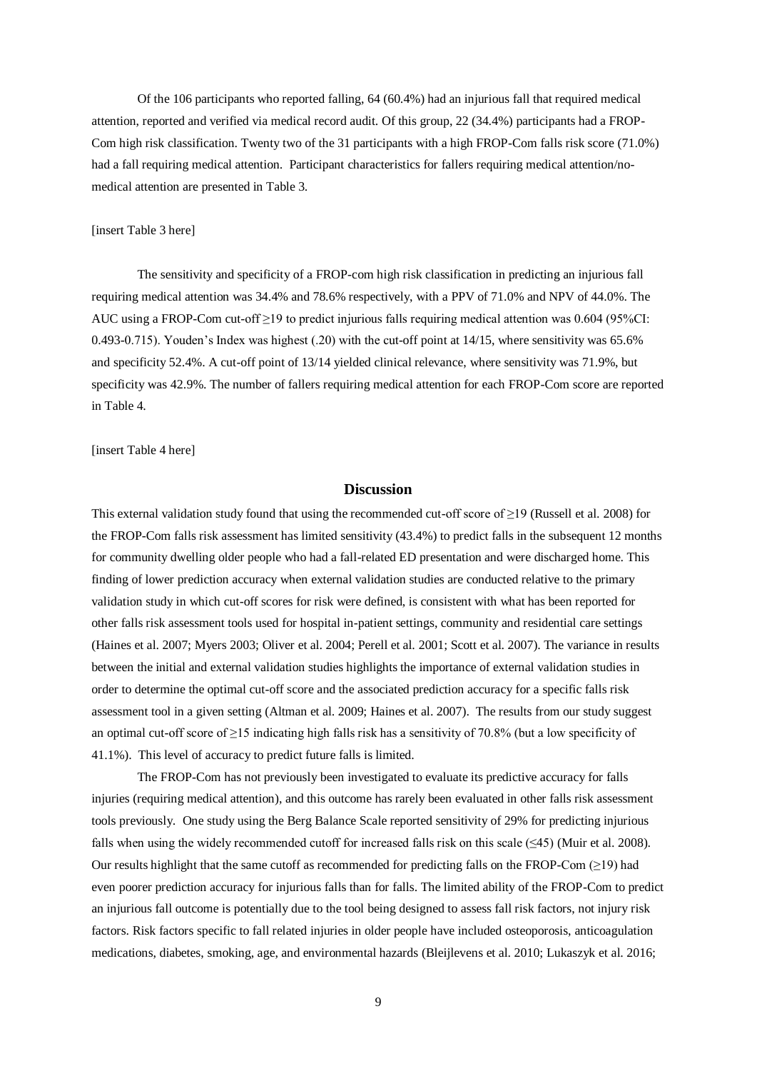Of the 106 participants who reported falling, 64 (60.4%) had an injurious fall that required medical attention, reported and verified via medical record audit. Of this group, 22 (34.4%) participants had a FROP-Com high risk classification. Twenty two of the 31 participants with a high FROP-Com falls risk score (71.0%) had a fall requiring medical attention. Participant characteristics for fallers requiring medical attention/no-medical attention are presented in Table 3.

[insert Table 3 here]

The sensitivity and specificity of a FROP-com high risk classification in predicting an injurious fall requiring medical attention was 34.4% and 78.6% respectively, with a PPV of 71.0% and NPV of 44.0%. The AUC using a FROP-Com cut-off ≥19 to predict injurious falls requiring medical attention was 0.604 (95%CI: 0.493-0.715). Youden's Index was highest (.20) with the cut-off point at 14/15, where sensitivity was 65.6% and specificity 52.4%. A cut-off point of 13/14 yielded clinical relevance, where sensitivity was 71.9%, but specificity was 42.9%. The number of fallers requiring medical attention for each FROP-Com score are reported in Table 4.

[insert Table 4 here]

## Discussion

This external validation study found that using the recommended cut-off score of ≥19 (Russell et al. 2008) for the FROP-Com falls risk assessment has limited sensitivity (43.4%) to predict falls in the subsequent 12 months for community dwelling older people who had a fall-related ED presentation and were discharged home. This finding of lower prediction accuracy when external validation studies are conducted relative to the primary validation study in which cut-off scores for risk were defined, is consistent with what has been reported for other falls risk assessment tools used for hospital in-patient settings, community and residential care settings (Haines et al. 2007; Myers 2003; Oliver et al. 2004; Perell et al. 2001; Scott et al. 2007). The variance in results between the initial and external validation studies highlights the importance of external validation studies in order to determine the optimal cut-off score and the associated prediction accuracy for a specific falls risk assessment tool in a given setting (Altman et al. 2009; Haines et al. 2007). The results from our study suggest an optimal cut-off score of ≥15 indicating high falls risk has a sensitivity of 70.8% (but a low specificity of 41.1%). This level of accuracy to predict future falls is limited.

The FROP-Com has not previously been investigated to evaluate its predictive accuracy for falls injuries (requiring medical attention), and this outcome has rarely been evaluated in other falls risk assessment tools previously. One study using the Berg Balance Scale reported sensitivity of 29% for predicting injurious falls when using the widely recommended cutoff for increased falls risk on this scale (≤45) (Muir et al. 2008). Our results highlight that the same cutoff as recommended for predicting falls on the FROP-Com (≥19) had even poorer prediction accuracy for injurious falls than for falls. The limited ability of the FROP-Com to predict an injurious fall outcome is potentially due to the tool being designed to assess fall risk factors, not injury risk factors. Risk factors specific to fall related injuries in older people have included osteoporosis, anticoagulation medications, diabetes, smoking, age, and environmental hazards (Bleijlevens et al. 2010; Lukaszyk et al. 2016;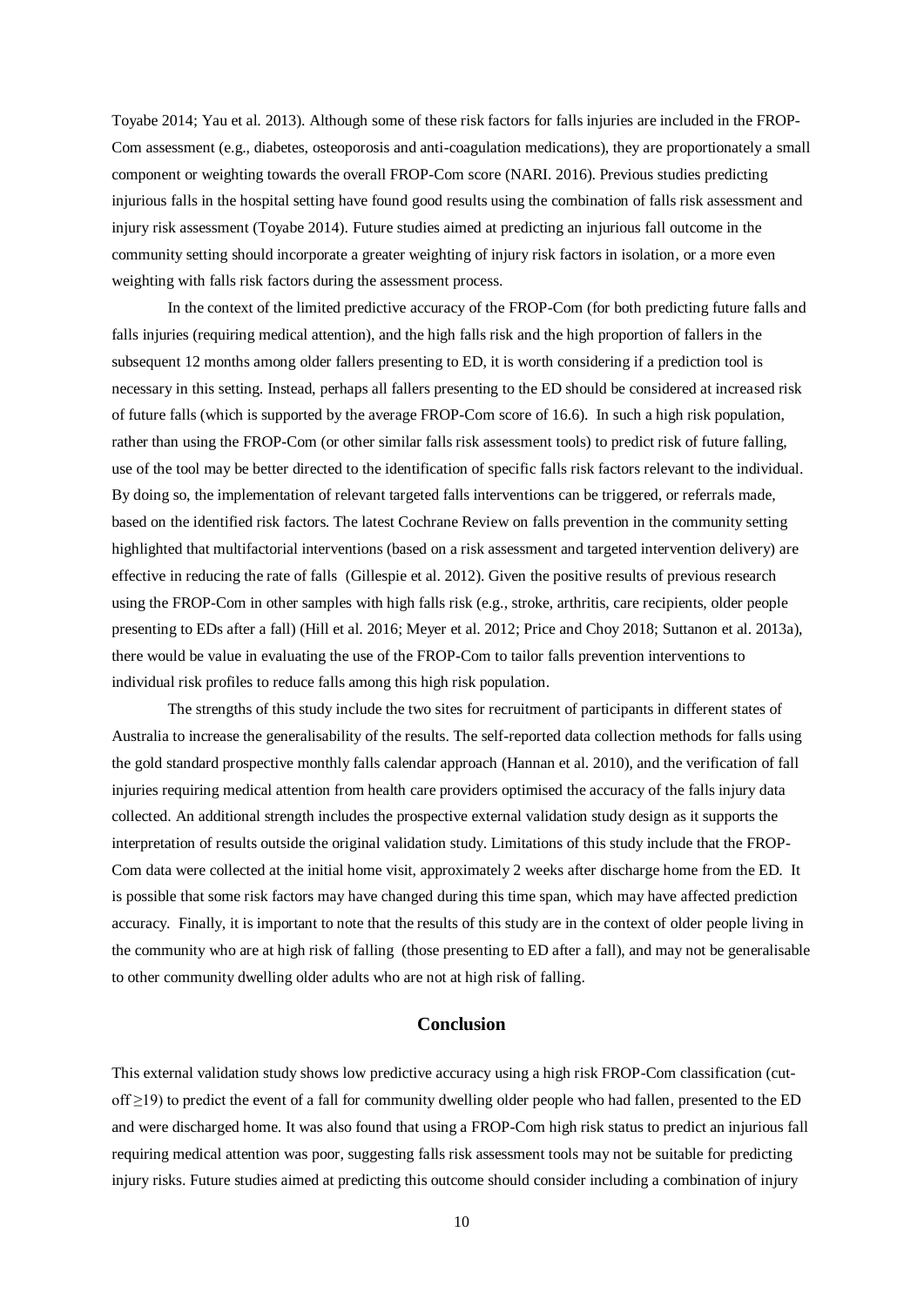Toyabe 2014; Yau et al. 2013). Although some of these risk factors for falls injuries are included in the FROP-Com assessment (e.g., diabetes, osteoporosis and anti-coagulation medications), they are proportionately a small component or weighting towards the overall FROP-Com score (NARI. 2016). Previous studies predicting injurious falls in the hospital setting have found good results using the combination of falls risk assessment and injury risk assessment (Toyabe 2014). Future studies aimed at predicting an injurious fall outcome in the community setting should incorporate a greater weighting of injury risk factors in isolation, or a more even weighting with falls risk factors during the assessment process.

In the context of the limited predictive accuracy of the FROP-Com (for both predicting future falls and falls injuries (requiring medical attention), and the high falls risk and the high proportion of fallers in the subsequent 12 months among older fallers presenting to ED, it is worth considering if a prediction tool is necessary in this setting. Instead, perhaps all fallers presenting to the ED should be considered at increased risk of future falls (which is supported by the average FROP-Com score of 16.6). In such a high risk population, rather than using the FROP-Com (or other similar falls risk assessment tools) to predict risk of future falling, use of the tool may be better directed to the identification of specific falls risk factors relevant to the individual. By doing so, the implementation of relevant targeted falls interventions can be triggered, or referrals made, based on the identified risk factors. The latest Cochrane Review on falls prevention in the community setting highlighted that multifactorial interventions (based on a risk assessment and targeted intervention delivery) are effective in reducing the rate of falls (Gillespie et al. 2012). Given the positive results of previous research using the FROP-Com in other samples with high falls risk (e.g., stroke, arthritis, care recipients, older people presenting to EDs after a fall) (Hill et al. 2016; Meyer et al. 2012; Price and Choy 2018; Suttanon et al. 2013a), there would be value in evaluating the use of the FROP-Com to tailor falls prevention interventions to individual risk profiles to reduce falls among this high risk population.

The strengths of this study include the two sites for recruitment of participants in different states of Australia to increase the generalisability of the results. The self-reported data collection methods for falls using the gold standard prospective monthly falls calendar approach (Hannan et al. 2010), and the verification of fall injuries requiring medical attention from health care providers optimised the accuracy of the falls injury data collected. An additional strength includes the prospective external validation study design as it supports the interpretation of results outside the original validation study. Limitations of this study include that the FROP-Com data were collected at the initial home visit, approximately 2 weeks after discharge home from the ED. It is possible that some risk factors may have changed during this time span, which may have affected prediction accuracy. Finally, it is important to note that the results of this study are in the context of older people living in the community who are at high risk of falling (those presenting to ED after a fall), and may not be generalisable to other community dwelling older adults who are not at high risk of falling.

## Conclusion

This external validation study shows low predictive accuracy using a high risk FROP-Com classification (cut-off $\geq$19) to predict the event of a fall for community dwelling older people who had fallen, presented to the ED and were discharged home. It was also found that using a FROP-Com high risk status to predict an injurious fall requiring medical attention was poor, suggesting falls risk assessment tools may not be suitable for predicting injury risks. Future studies aimed at predicting this outcome should consider including a combination of injury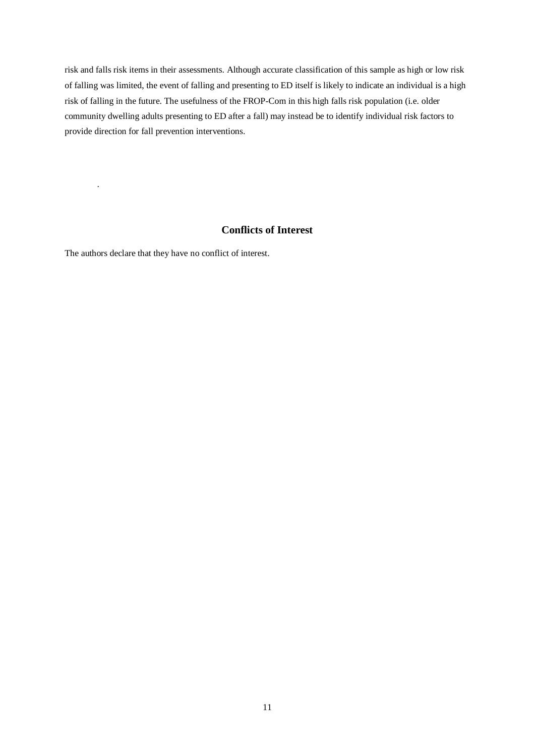risk and falls risk items in their assessments. Although accurate classification of this sample as high or low risk of falling was limited, the event of falling and presenting to ED itself is likely to indicate an individual is a high risk of falling in the future. The usefulness of the FROP-Com in this high falls risk population (i.e. older community dwelling adults presenting to ED after a fall) may instead be to identify individual risk factors to provide direction for fall prevention interventions.

.

## Conflicts of Interest

The authors declare that they have no conflict of interest.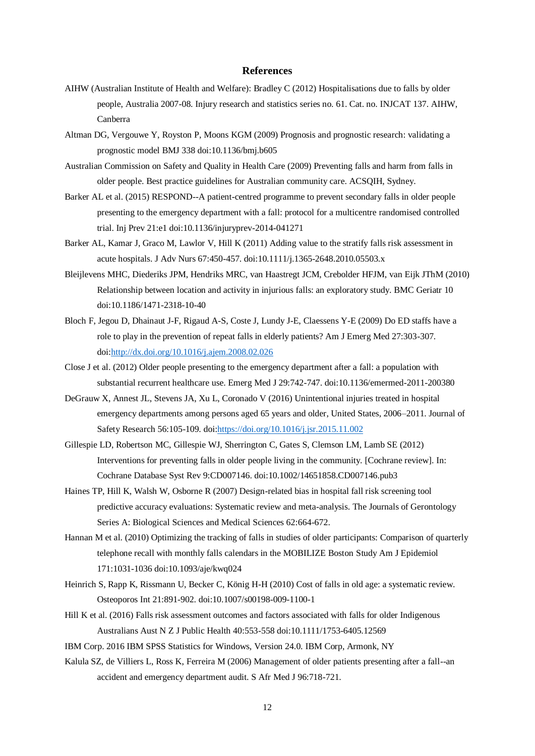## References

AIHW (Australian Institute of Health and Welfare): Bradley C (2012) Hospitalisations due to falls by older people, Australia 2007-08. Injury research and statistics series no. 61. Cat. no. INJCAT 137. AIHW, Canberra

Altman DG, Vergouwe Y, Royston P, Moons KGM (2009) Prognosis and prognostic research: validating a prognostic model BMJ 338 doi:10.1136/bmj.b605

Australian Commission on Safety and Quality in Health Care (2009) Preventing falls and harm from falls in older people. Best practice guidelines for Australian community care. ACSQIH, Sydney.

Barker AL et al. (2015) RESPOND--A patient-centred programme to prevent secondary falls in older people presenting to the emergency department with a fall: protocol for a multicentre randomised controlled trial. Inj Prev 21:e1 doi:10.1136/injuryprev-2014-041271

Barker AL, Kamar J, Graco M, Lawlor V, Hill K (2011) Adding value to the stratify falls risk assessment in acute hospitals. J Adv Nurs 67:450-457. doi:10.1111/j.1365-2648.2010.05503.x

Bleijlevens MHC, Diederiks JPM, Hendriks MRC, van Haastregt JCM, Crebolder HFJM, van Eijk JThM (2010) Relationship between location and activity in injurious falls: an exploratory study. BMC Geriatr 10 doi:10.1186/1471-2318-10-40

Bloch F, Jegou D, Dhainaut J-F, Rigaud A-S, Coste J, Lundy J-E, Claessens Y-E (2009) Do ED staffs have a role to play in the prevention of repeat falls in elderly patients? Am J Emerg Med 27:303-307. doi:http://dx.doi.org/10.1016/j.ajem.2008.02.026

Close J et al. (2012) Older people presenting to the emergency department after a fall: a population with substantial recurrent healthcare use. Emerg Med J 29:742-747. doi:10.1136/emermed-2011-200380

DeGrauw X, Annest JL, Stevens JA, Xu L, Coronado V (2016) Unintentional injuries treated in hospital emergency departments among persons aged 65 years and older, United States, 2006–2011. Journal of Safety Research 56:105-109. doi:https://doi.org/10.1016/j.jsr.2015.11.002

Gillespie LD, Robertson MC, Gillespie WJ, Sherrington C, Gates S, Clemson LM, Lamb SE (2012) Interventions for preventing falls in older people living in the community. [Cochrane review]. In: Cochrane Database Syst Rev 9:CD007146. doi:10.1002/14651858.CD007146.pub3

Haines TP, Hill K, Walsh W, Osborne R (2007) Design-related bias in hospital fall risk screening tool predictive accuracy evaluations: Systematic review and meta-analysis. The Journals of Gerontology Series A: Biological Sciences and Medical Sciences 62:664-672.

Hannan M et al. (2010) Optimizing the tracking of falls in studies of older participants: Comparison of quarterly telephone recall with monthly falls calendars in the MOBILIZE Boston Study Am J Epidemiol 171:1031-1036 doi:10.1093/aje/kwq024

Heinrich S, Rapp K, Rissmann U, Becker C, König H-H (2010) Cost of falls in old age: a systematic review. Osteoporos Int 21:891-902. doi:10.1007/s00198-009-1100-1

Hill K et al. (2016) Falls risk assessment outcomes and factors associated with falls for older Indigenous Australians Aust N Z J Public Health 40:553-558 doi:10.1111/1753-6405.12569

IBM Corp. 2016 IBM SPSS Statistics for Windows, Version 24.0. IBM Corp, Armonk, NY

Kalula SZ, de Villiers L, Ross K, Ferreira M (2006) Management of older patients presenting after a fall--an accident and emergency department audit. S Afr Med J 96:718-721.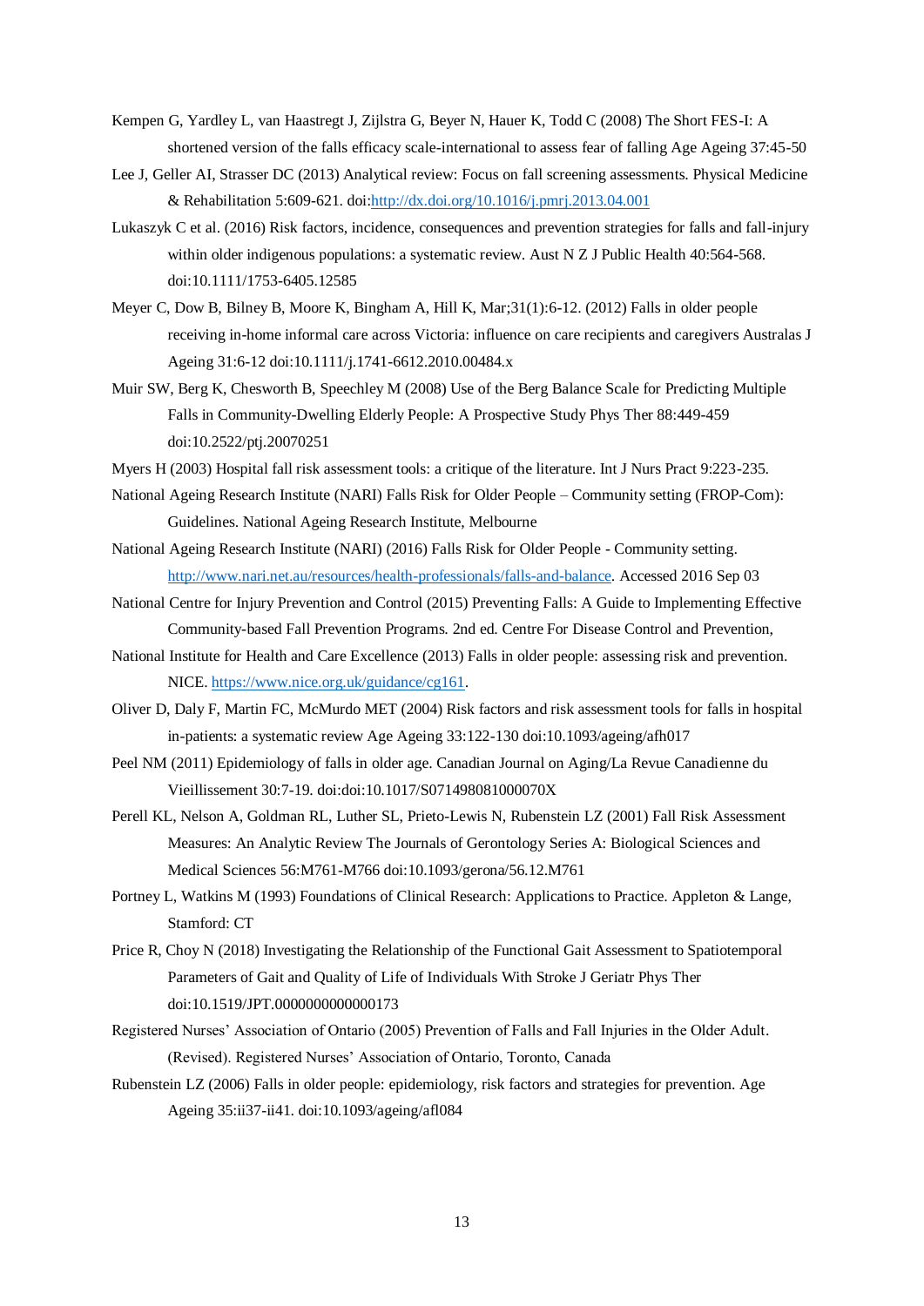Kempen G, Yardley L, van Haastregt J, Zijlstra G, Beyer N, Hauer K, Todd C (2008) The Short FES-I: A shortened version of the falls efficacy scale-international to assess fear of falling Age Ageing 37:45-50

Lee J, Geller AI, Strasser DC (2013) Analytical review: Focus on fall screening assessments. Physical Medicine & Rehabilitation 5:609-621. doi:http://dx.doi.org/10.1016/j.pmrj.2013.04.001

Lukaszyk C et al. (2016) Risk factors, incidence, consequences and prevention strategies for falls and fall-injury within older indigenous populations: a systematic review. Aust N Z J Public Health 40:564-568. doi:10.1111/1753-6405.12585

Meyer C, Dow B, Bilney B, Moore K, Bingham A, Hill K, Mar;31(1):6-12. (2012) Falls in older people receiving in-home informal care across Victoria: influence on care recipients and caregivers Australas J Ageing 31:6-12 doi:10.1111/j.1741-6612.2010.00484.x

Muir SW, Berg K, Chesworth B, Speechley M (2008) Use of the Berg Balance Scale for Predicting Multiple Falls in Community-Dwelling Elderly People: A Prospective Study Phys Ther 88:449-459 doi:10.2522/ptj.20070251

Myers H (2003) Hospital fall risk assessment tools: a critique of the literature. Int J Nurs Pract 9:223-235.

National Ageing Research Institute (NARI) Falls Risk for Older People – Community setting (FROP-Com): Guidelines. National Ageing Research Institute, Melbourne

National Ageing Research Institute (NARI) (2016) Falls Risk for Older People - Community setting. http://www.nari.net.au/resources/health-professionals/falls-and-balance. Accessed 2016 Sep 03

National Centre for Injury Prevention and Control (2015) Preventing Falls: A Guide to Implementing Effective Community-based Fall Prevention Programs. 2nd ed. Centre For Disease Control and Prevention,

National Institute for Health and Care Excellence (2013) Falls in older people: assessing risk and prevention. NICE. https://www.nice.org.uk/guidance/cg161.

Oliver D, Daly F, Martin FC, McMurdo MET (2004) Risk factors and risk assessment tools for falls in hospital in-patients: a systematic review Age Ageing 33:122-130 doi:10.1093/ageing/afh017

Peel NM (2011) Epidemiology of falls in older age. Canadian Journal on Aging/La Revue Canadienne du Vieillissement 30:7-19. doi:doi:10.1017/S071498081000070X

Perell KL, Nelson A, Goldman RL, Luther SL, Prieto-Lewis N, Rubenstein LZ (2001) Fall Risk Assessment Measures: An Analytic Review The Journals of Gerontology Series A: Biological Sciences and Medical Sciences 56:M761-M766 doi:10.1093/gerona/56.12.M761

Portney L, Watkins M (1993) Foundations of Clinical Research: Applications to Practice. Appleton & Lange, Stamford: CT

Price R, Choy N (2018) Investigating the Relationship of the Functional Gait Assessment to Spatiotemporal Parameters of Gait and Quality of Life of Individuals With Stroke J Geriatr Phys Ther doi:10.1519/JPT.0000000000000173

Registered Nurses' Association of Ontario (2005) Prevention of Falls and Fall Injuries in the Older Adult. (Revised). Registered Nurses' Association of Ontario, Toronto, Canada

Rubenstein LZ (2006) Falls in older people: epidemiology, risk factors and strategies for prevention. Age Ageing 35:ii37-ii41. doi:10.1093/ageing/afl084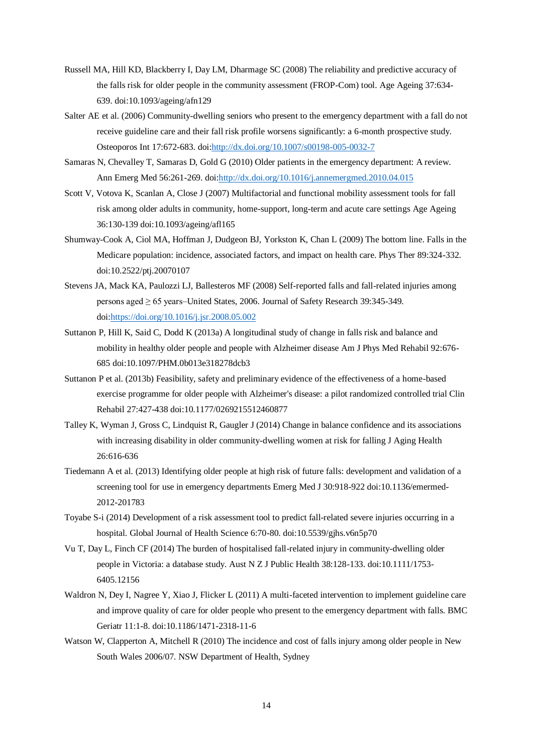Russell MA, Hill KD, Blackberry I, Day LM, Dharmage SC (2008) The reliability and predictive accuracy of the falls risk for older people in the community assessment (FROP-Com) tool. Age Ageing 37:634-639. doi:10.1093/ageing/afn129

Salter AE et al. (2006) Community-dwelling seniors who present to the emergency department with a fall do not receive guideline care and their fall risk profile worsens significantly: a 6-month prospective study. Osteoporos Int 17:672-683. doi:http://dx.doi.org/10.1007/s00198-005-0032-7

Samaras N, Chevalley T, Samaras D, Gold G (2010) Older patients in the emergency department: A review. Ann Emerg Med 56:261-269. doi:http://dx.doi.org/10.1016/j.annemergmed.2010.04.015

Scott V, Votova K, Scanlan A, Close J (2007) Multifactorial and functional mobility assessment tools for fall risk among older adults in community, home-support, long-term and acute care settings Age Ageing 36:130-139 doi:10.1093/ageing/afl165

Shumway-Cook A, Ciol MA, Hoffman J, Dudgeon BJ, Yorkston K, Chan L (2009) The bottom line. Falls in the Medicare population: incidence, associated factors, and impact on health care. Phys Ther 89:324-332. doi:10.2522/ptj.20070107

Stevens JA, Mack KA, Paulozzi LJ, Ballesteros MF (2008) Self-reported falls and fall-related injuries among persons aged ≥ 65 years–United States, 2006. Journal of Safety Research 39:345-349. doi:https://doi.org/10.1016/j.jsr.2008.05.002

Suttanon P, Hill K, Said C, Dodd K (2013a) A longitudinal study of change in falls risk and balance and mobility in healthy older people and people with Alzheimer disease Am J Phys Med Rehabil 92:676-685 doi:10.1097/PHM.0b013e318278dcb3

Suttanon P et al. (2013b) Feasibility, safety and preliminary evidence of the effectiveness of a home-based exercise programme for older people with Alzheimer's disease: a pilot randomized controlled trial Clin Rehabil 27:427-438 doi:10.1177/0269215512460877

Talley K, Wyman J, Gross C, Lindquist R, Gaugler J (2014) Change in balance confidence and its associations with increasing disability in older community-dwelling women at risk for falling J Aging Health 26:616-636

Tiedemann A et al. (2013) Identifying older people at high risk of future falls: development and validation of a screening tool for use in emergency departments Emerg Med J 30:918-922 doi:10.1136/emermed-2012-201783

Toyabe S-i (2014) Development of a risk assessment tool to predict fall-related severe injuries occurring in a hospital. Global Journal of Health Science 6:70-80. doi:10.5539/gjhs.v6n5p70

Vu T, Day L, Finch CF (2014) The burden of hospitalised fall-related injury in community-dwelling older people in Victoria: a database study. Aust N Z J Public Health 38:128-133. doi:10.1111/1753-6405.12156

Waldron N, Dey I, Nagree Y, Xiao J, Flicker L (2011) A multi-faceted intervention to implement guideline care and improve quality of care for older people who present to the emergency department with falls. BMC Geriatr 11:1-8. doi:10.1186/1471-2318-11-6

Watson W, Clapperton A, Mitchell R (2010) The incidence and cost of falls injury among older people in New South Wales 2006/07. NSW Department of Health, Sydney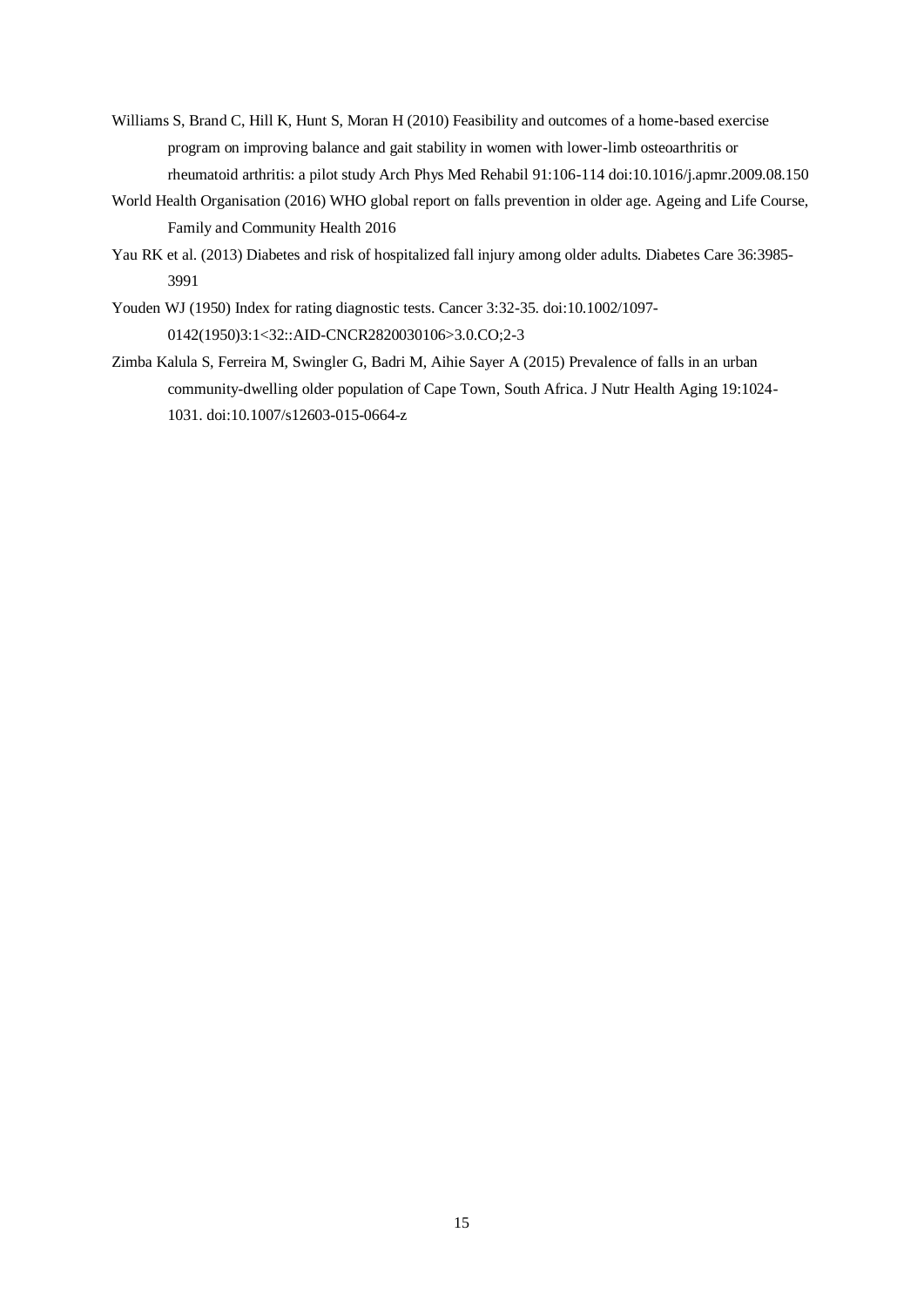Williams S, Brand C, Hill K, Hunt S, Moran H (2010) Feasibility and outcomes of a home-based exercise program on improving balance and gait stability in women with lower-limb osteoarthritis or rheumatoid arthritis: a pilot study Arch Phys Med Rehabil 91:106-114 doi:10.1016/j.apmr.2009.08.150

World Health Organisation (2016) WHO global report on falls prevention in older age. Ageing and Life Course, Family and Community Health 2016

Yau RK et al. (2013) Diabetes and risk of hospitalized fall injury among older adults. Diabetes Care 36:3985-3991

Youden WJ (1950) Index for rating diagnostic tests. Cancer 3:32-35. doi:10.1002/1097-0142(1950)3:1<32::AID-CNCR2820030106>3.0.CO;2-3

Zimba Kalula S, Ferreira M, Swingler G, Badri M, Aihie Sayer A (2015) Prevalence of falls in an urban community-dwelling older population of Cape Town, South Africa. J Nutr Health Aging 19:1024-1031. doi:10.1007/s12603-015-0664-z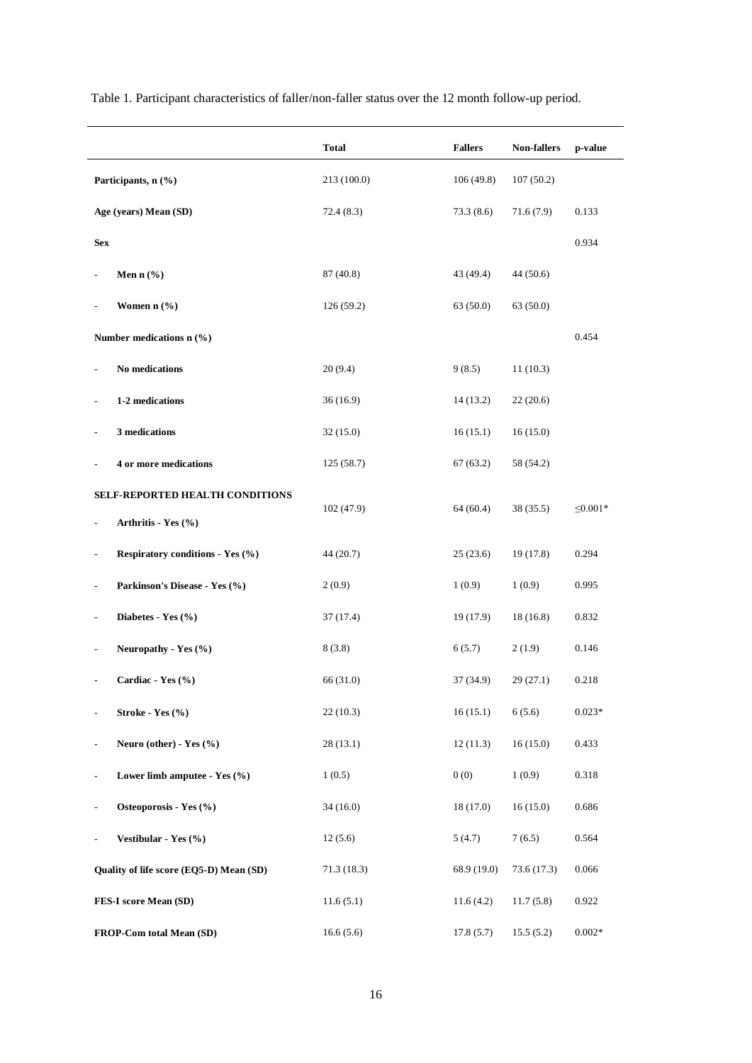Table 1. Participant characteristics of faller/non-faller status over the 12 month follow-up period.

| | Total | Fallers | Non-fallers | p-value |
|---|---|---|---|---|
| **Participants, n (%)** | 213 (100.0) | 106 (49.8) | 107 (50.2) | |
| **Age (years) Mean (SD)** | 72.4 (8.3) | 73.3 (8.6) | 71.6 (7.9) | 0.133 |
| **Sex** | | | | 0.934 |
| - **Men n (%)** | 87 (40.8) | 43 (49.4) | 44 (50.6) | |
| - **Women n (%)** | 126 (59.2) | 63 (50.0) | 63 (50.0) | |
| **Number medications n (%)** | | | | 0.454 |
| - **No medications** | 20 (9.4) | 9 (8.5) | 11 (10.3) | |
| - **1-2 medications** | 36 (16.9) | 14 (13.2) | 22 (20.6) | |
| - **3 medications** | 32 (15.0) | 16 (15.1) | 16 (15.0) | |
| - **4 or more medications** | 125 (58.7) | 67 (63.2) | 58 (54.2) | |
| **SELF-REPORTED HEALTH CONDITIONS** | | | | |
| - **Arthritis - Yes (%)** | 102 (47.9) | 64 (60.4) | 38 (35.5) | ≤0.001* |
| - **Respiratory conditions - Yes (%)** | 44 (20.7) | 25 (23.6) | 19 (17.8) | 0.294 |
| - **Parkinson's Disease - Yes (%)** | 2 (0.9) | 1 (0.9) | 1 (0.9) | 0.995 |
| - **Diabetes - Yes (%)** | 37 (17.4) | 19 (17.9) | 18 (16.8) | 0.832 |
| - **Neuropathy - Yes (%)** | 8 (3.8) | 6 (5.7) | 2 (1.9) | 0.146 |
| - **Cardiac - Yes (%)** | 66 (31.0) | 37 (34.9) | 29 (27.1) | 0.218 |
| - **Stroke - Yes (%)** | 22 (10.3) | 16 (15.1) | 6 (5.6) | 0.023* |
| - **Neuro (other) - Yes (%)** | 28 (13.1) | 12 (11.3) | 16 (15.0) | 0.433 |
| - **Lower limb amputee - Yes (%)** | 1 (0.5) | 0 (0) | 1 (0.9) | 0.318 |
| - **Osteoporosis - Yes (%)** | 34 (16.0) | 18 (17.0) | 16 (15.0) | 0.686 |
| - **Vestibular - Yes (%)** | 12 (5.6) | 5 (4.7) | 7 (6.5) | 0.564 |
| **Quality of life score (EQ5-D) Mean (SD)** | 71.3 (18.3) | 68.9 (19.0) | 73.6 (17.3) | 0.066 |
| **FES-I score Mean (SD)** | 11.6 (5.1) | 11.6 (4.2) | 11.7 (5.8) | 0.922 |
| **FROP-Com total Mean (SD)** | 16.6 (5.6) | 17.8 (5.7) | 15.5 (5.2) | 0.002* |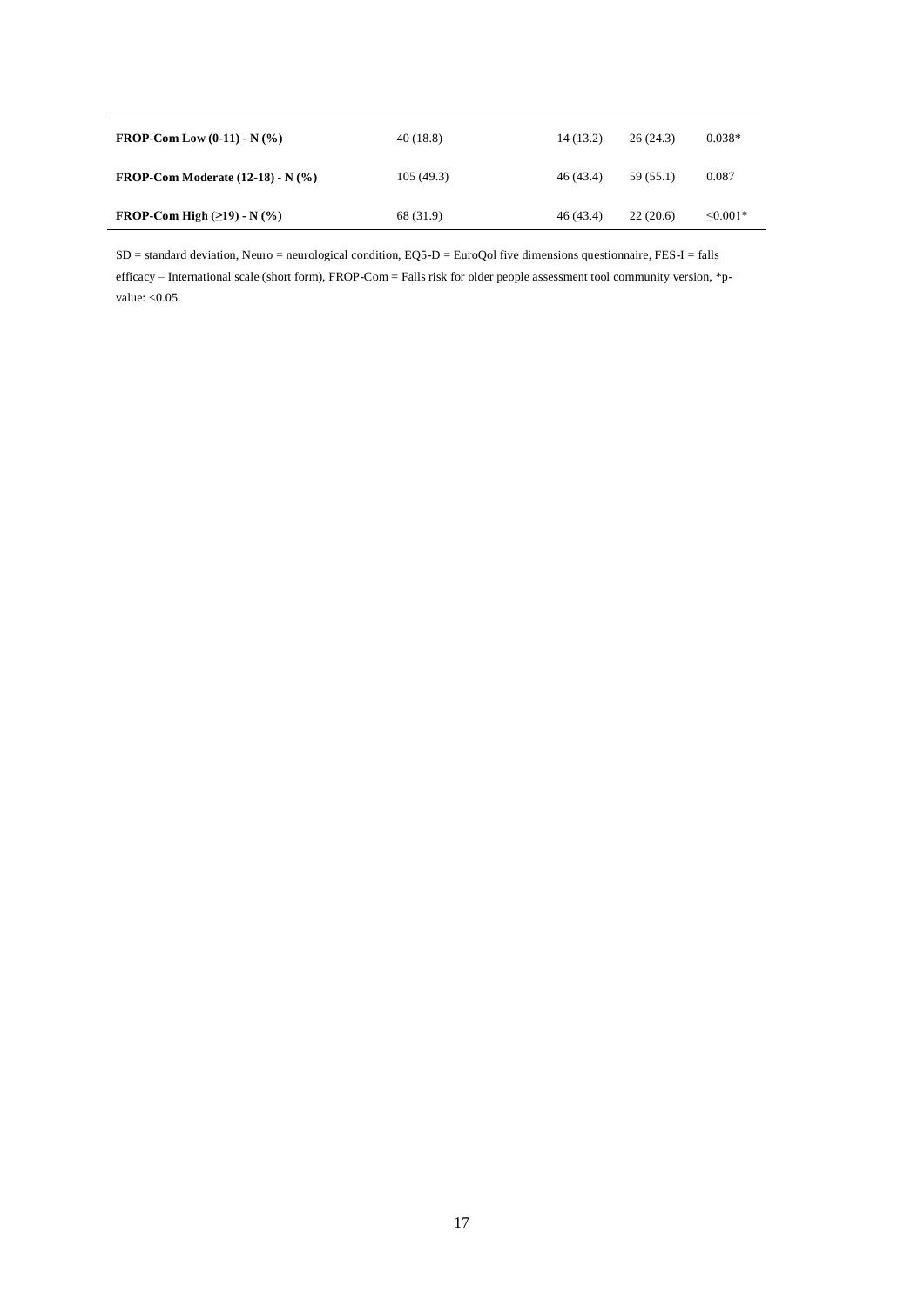| | | | | |
|---|---|---|---|---|
| **FROP-Com Low (0-11) - N (%)** | 40 (18.8) | 14 (13.2) | 26 (24.3) | 0.038* |
| **FROP-Com Moderate (12-18) - N (%)** | 105 (49.3) | 46 (43.4) | 59 (55.1) | 0.087 |
| **FROP-Com High (≥19) - N (%)** | 68 (31.9) | 46 (43.4) | 22 (20.6) | ≤0.001* |

SD = standard deviation, Neuro = neurological condition, EQ5-D = EuroQol five dimensions questionnaire, FES-I = falls efficacy – International scale (short form), FROP-Com = Falls risk for older people assessment tool community version, *p-value: <0.05.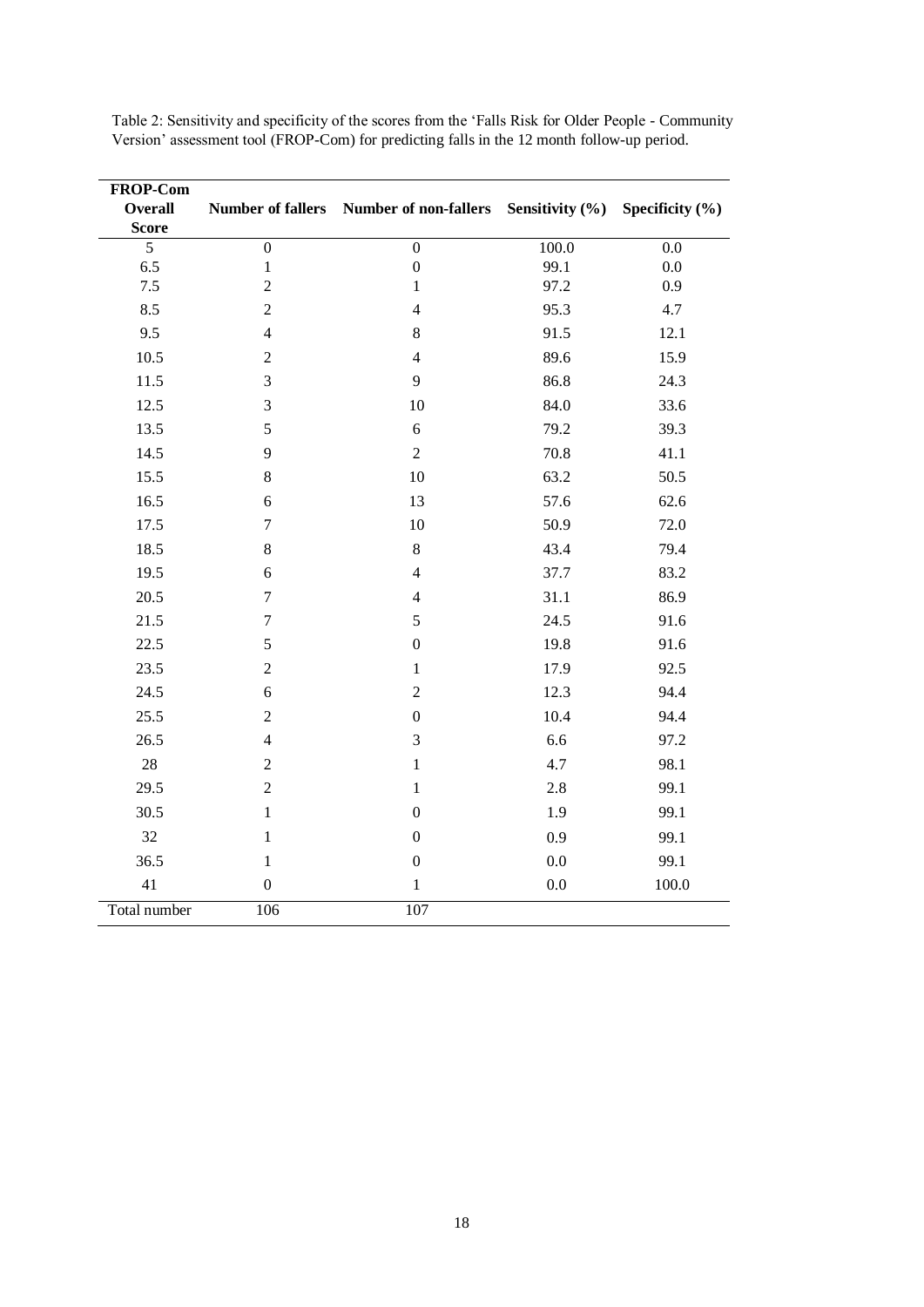Table 2: Sensitivity and specificity of the scores from the 'Falls Risk for Older People - Community Version' assessment tool (FROP-Com) for predicting falls in the 12 month follow-up period.

| FROP-Com Overall Score | Number of fallers | Number of non-fallers | Sensitivity (%) | Specificity (%) |
|---|---|---|---|---|
| 5 | 0 | 0 | 100.0 | 0.0 |
| 6.5 | 1 | 0 | 99.1 | 0.0 |
| 7.5 | 2 | 1 | 97.2 | 0.9 |
| 8.5 | 2 | 4 | 95.3 | 4.7 |
| 9.5 | 4 | 8 | 91.5 | 12.1 |
| 10.5 | 2 | 4 | 89.6 | 15.9 |
| 11.5 | 3 | 9 | 86.8 | 24.3 |
| 12.5 | 3 | 10 | 84.0 | 33.6 |
| 13.5 | 5 | 6 | 79.2 | 39.3 |
| 14.5 | 9 | 2 | 70.8 | 41.1 |
| 15.5 | 8 | 10 | 63.2 | 50.5 |
| 16.5 | 6 | 13 | 57.6 | 62.6 |
| 17.5 | 7 | 10 | 50.9 | 72.0 |
| 18.5 | 8 | 8 | 43.4 | 79.4 |
| 19.5 | 6 | 4 | 37.7 | 83.2 |
| 20.5 | 7 | 4 | 31.1 | 86.9 |
| 21.5 | 7 | 5 | 24.5 | 91.6 |
| 22.5 | 5 | 0 | 19.8 | 91.6 |
| 23.5 | 2 | 1 | 17.9 | 92.5 |
| 24.5 | 6 | 2 | 12.3 | 94.4 |
| 25.5 | 2 | 0 | 10.4 | 94.4 |
| 26.5 | 4 | 3 | 6.6 | 97.2 |
| 28 | 2 | 1 | 4.7 | 98.1 |
| 29.5 | 2 | 1 | 2.8 | 99.1 |
| 30.5 | 1 | 0 | 1.9 | 99.1 |
| 32 | 1 | 0 | 0.9 | 99.1 |
| 36.5 | 1 | 0 | 0.0 | 99.1 |
| 41 | 0 | 1 | 0.0 | 100.0 |
| Total number | 106 | 107 | | |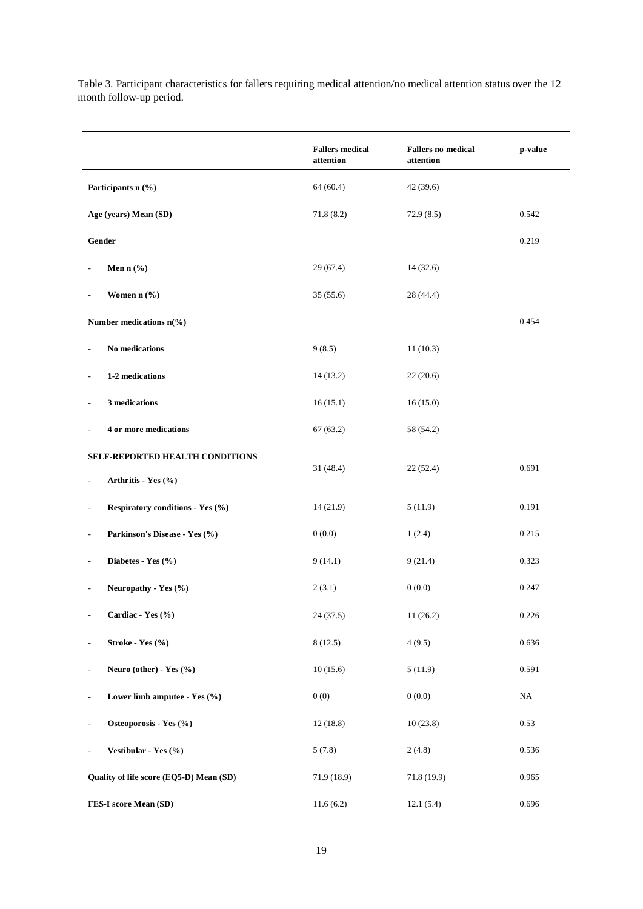Table 3. Participant characteristics for fallers requiring medical attention/no medical attention status over the 12 month follow-up period.

| | Fallers medical attention | Fallers no medical attention | p-value |
|---|---|---|---|
| **Participants n (%)** | 64 (60.4) | 42 (39.6) | |
| **Age (years) Mean (SD)** | 71.8 (8.2) | 72.9 (8.5) | 0.542 |
| **Gender** | | | 0.219 |
| - **Men n (%)** | 29 (67.4) | 14 (32.6) | |
| - **Women n (%)** | 35 (55.6) | 28 (44.4) | |
| **Number medications n(%)** | | | 0.454 |
| - **No medications** | 9 (8.5) | 11 (10.3) | |
| - **1-2 medications** | 14 (13.2) | 22 (20.6) | |
| - **3 medications** | 16 (15.1) | 16 (15.0) | |
| - **4 or more medications** | 67 (63.2) | 58 (54.2) | |
| **SELF-REPORTED HEALTH CONDITIONS** | | | |
| - **Arthritis - Yes (%)** | 31 (48.4) | 22 (52.4) | 0.691 |
| - **Respiratory conditions - Yes (%)** | 14 (21.9) | 5 (11.9) | 0.191 |
| - **Parkinson's Disease - Yes (%)** | 0 (0.0) | 1 (2.4) | 0.215 |
| - **Diabetes - Yes (%)** | 9 (14.1) | 9 (21.4) | 0.323 |
| - **Neuropathy - Yes (%)** | 2 (3.1) | 0 (0.0) | 0.247 |
| - **Cardiac - Yes (%)** | 24 (37.5) | 11 (26.2) | 0.226 |
| - **Stroke - Yes (%)** | 8 (12.5) | 4 (9.5) | 0.636 |
| - **Neuro (other) - Yes (%)** | 10 (15.6) | 5 (11.9) | 0.591 |
| - **Lower limb amputee - Yes (%)** | 0 (0) | 0 (0.0) | NA |
| - **Osteoporosis - Yes (%)** | 12 (18.8) | 10 (23.8) | 0.53 |
| - **Vestibular - Yes (%)** | 5 (7.8) | 2 (4.8) | 0.536 |
| **Quality of life score (EQ5-D) Mean (SD)** | 71.9 (18.9) | 71.8 (19.9) | 0.965 |
| **FES-I score Mean (SD)** | 11.6 (6.2) | 12.1 (5.4) | 0.696 |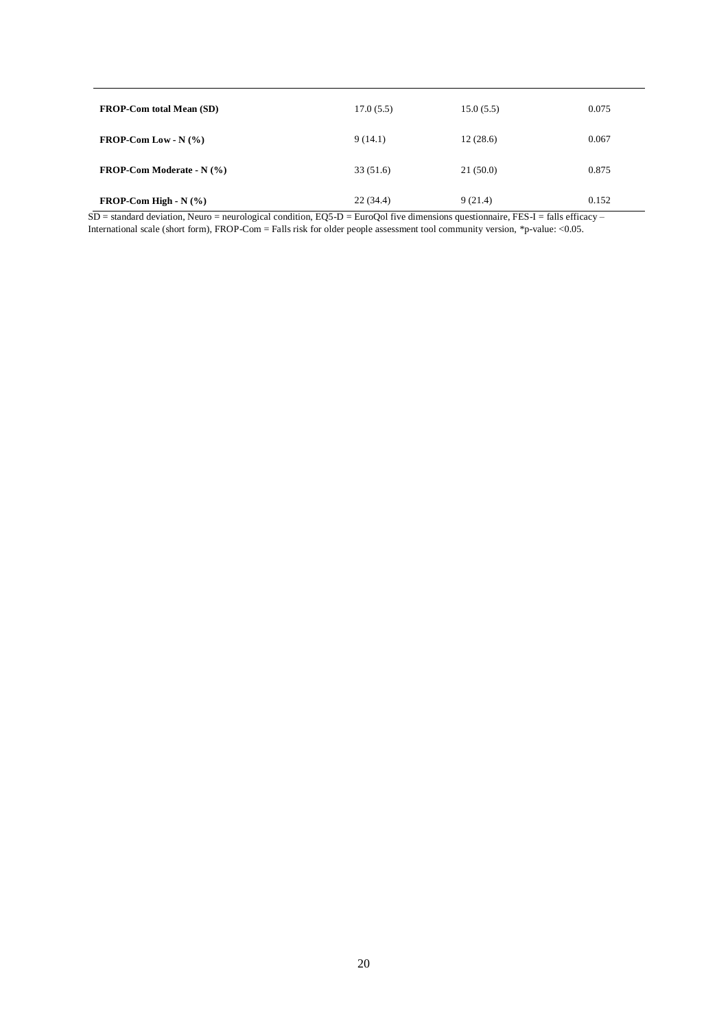| | | | |
|---|---|---|---|
| **FROP-Com total Mean (SD)** | 17.0 (5.5) | 15.0 (5.5) | 0.075 |
| **FROP-Com Low - N (%)** | 9 (14.1) | 12 (28.6) | 0.067 |
| **FROP-Com Moderate - N (%)** | 33 (51.6) | 21 (50.0) | 0.875 |
| **FROP-Com High - N (%)** | 22 (34.4) | 9 (21.4) | 0.152 |

SD = standard deviation, Neuro = neurological condition, EQ5-D = EuroQol five dimensions questionnaire, FES-I = falls efficacy – International scale (short form), FROP-Com = Falls risk for older people assessment tool community version, *p-value: <0.05.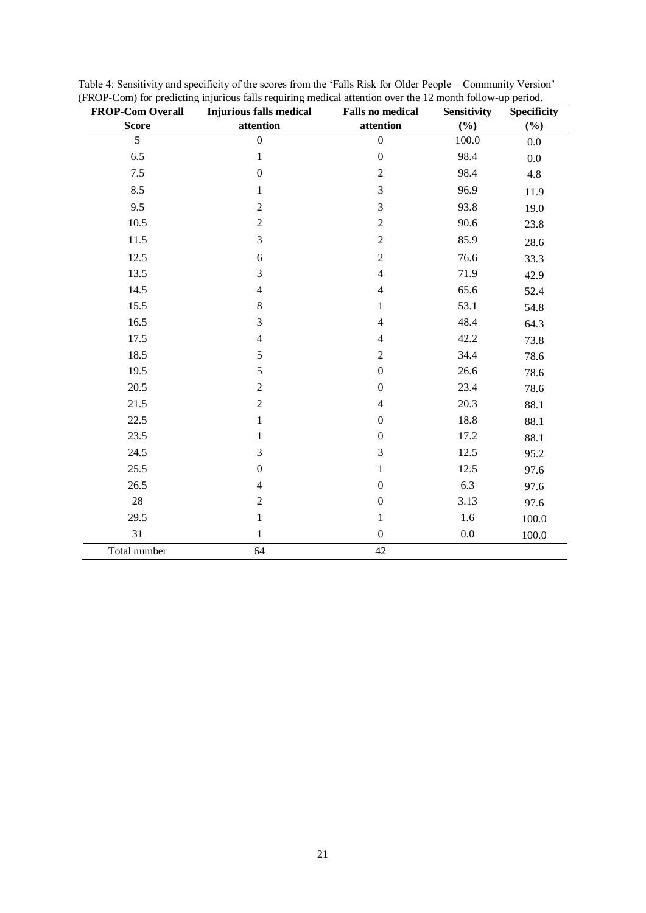Table 4: Sensitivity and specificity of the scores from the 'Falls Risk for Older People – Community Version' (FROP-Com) for predicting injurious falls requiring medical attention over the 12 month follow-up period.

| FROP-Com Overall Score | Injurious falls medical attention | Falls no medical attention | Sensitivity (%) | Specificity (%) |
|---|---|---|---|---|
| 5 | 0 | 0 | 100.0 | 0.0 |
| 6.5 | 1 | 0 | 98.4 | 0.0 |
| 7.5 | 0 | 2 | 98.4 | 4.8 |
| 8.5 | 1 | 3 | 96.9 | 11.9 |
| 9.5 | 2 | 3 | 93.8 | 19.0 |
| 10.5 | 2 | 2 | 90.6 | 23.8 |
| 11.5 | 3 | 2 | 85.9 | 28.6 |
| 12.5 | 6 | 2 | 76.6 | 33.3 |
| 13.5 | 3 | 4 | 71.9 | 42.9 |
| 14.5 | 4 | 4 | 65.6 | 52.4 |
| 15.5 | 8 | 1 | 53.1 | 54.8 |
| 16.5 | 3 | 4 | 48.4 | 64.3 |
| 17.5 | 4 | 4 | 42.2 | 73.8 |
| 18.5 | 5 | 2 | 34.4 | 78.6 |
| 19.5 | 5 | 0 | 26.6 | 78.6 |
| 20.5 | 2 | 0 | 23.4 | 78.6 |
| 21.5 | 2 | 4 | 20.3 | 88.1 |
| 22.5 | 1 | 0 | 18.8 | 88.1 |
| 23.5 | 1 | 0 | 17.2 | 88.1 |
| 24.5 | 3 | 3 | 12.5 | 95.2 |
| 25.5 | 0 | 1 | 12.5 | 97.6 |
| 26.5 | 4 | 0 | 6.3 | 97.6 |
| 28 | 2 | 0 | 3.13 | 97.6 |
| 29.5 | 1 | 1 | 1.6 | 100.0 |
| 31 | 1 | 0 | 0.0 | 100.0 |
| Total number | 64 | 42 | | |